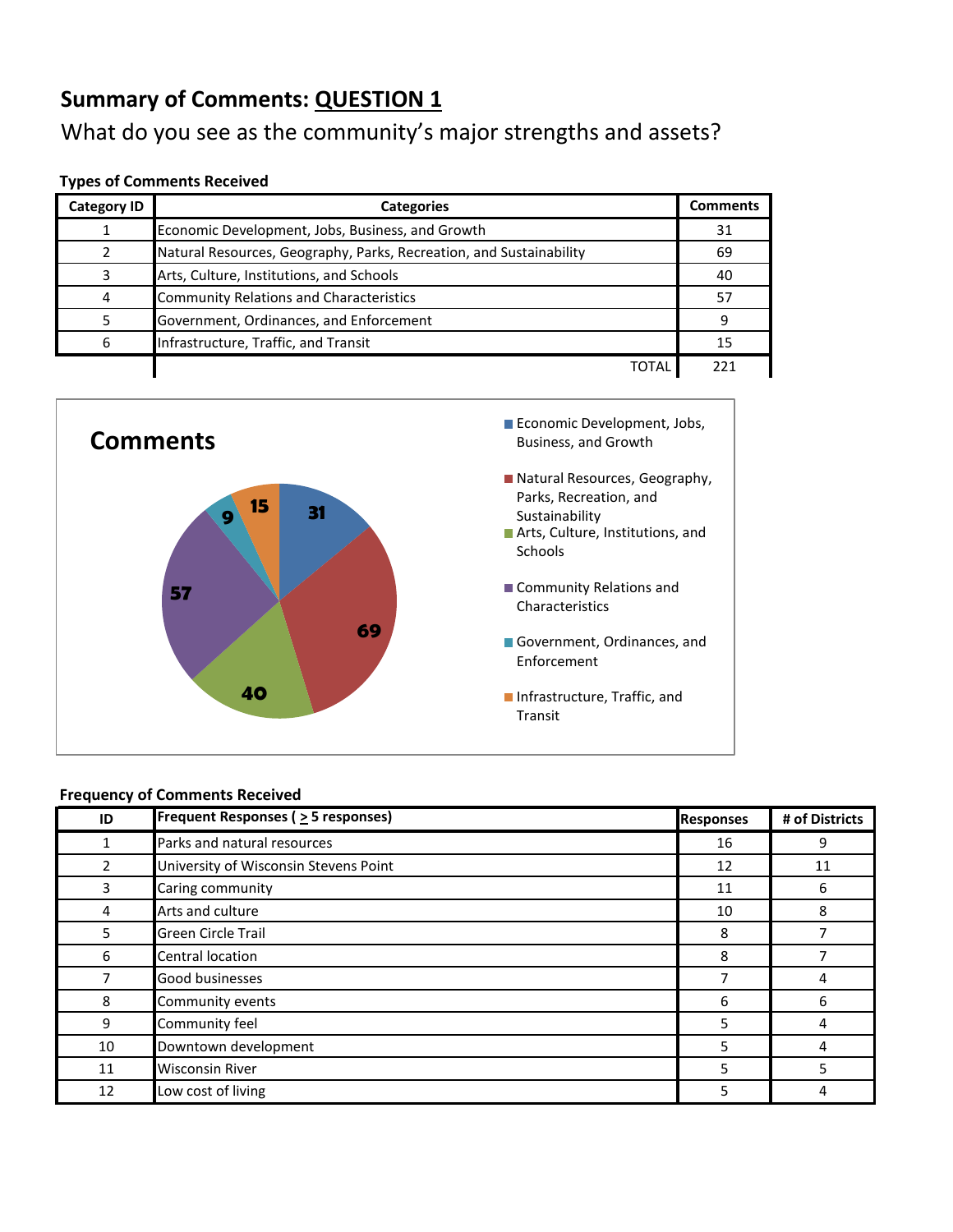# Summary of Comments: <u>QUESTION 1</u>

What do you see as the community's major strengths and assets?

**Types of Comments Received**

| Category ID | Categories | Comments |
|---|---|---|
| 1 | Economic Development, Jobs, Business, and Growth | 31 |
| 2 | Natural Resources, Geography, Parks, Recreation, and Sustainability | 69 |
| 3 | Arts, Culture, Institutions, and Schools | 40 |
| 4 | Community Relations and Characteristics | 57 |
| 5 | Government, Ordinances, and Enforcement | 9 |
| 6 | Infrastructure, Traffic, and Transit | 15 |
| | TOTAL | 221 |

**Comments**

- Economic Development, Jobs, Business, and Growth: 31
- Natural Resources, Geography, Parks, Recreation, and Sustainability: 69
- Arts, Culture, Institutions, and Schools: 40
- Community Relations and Characteristics: 57
- Government, Ordinances, and Enforcement: 9
- Infrastructure, Traffic, and Transit: 15

**Frequency of Comments Received**

| ID | Frequent Responses ( ≥ 5 responses) | Responses | # of Districts |
|---|---|---|---|
| 1 | Parks and natural resources | 16 | 9 |
| 2 | University of Wisconsin Stevens Point | 12 | 11 |
| 3 | Caring community | 11 | 6 |
| 4 | Arts and culture | 10 | 8 |
| 5 | Green Circle Trail | 8 | 7 |
| 6 | Central location | 8 | 7 |
| 7 | Good businesses | 7 | 4 |
| 8 | Community events | 6 | 6 |
| 9 | Community feel | 5 | 4 |
| 10 | Downtown development | 5 | 4 |
| 11 | Wisconsin River | 5 | 5 |
| 12 | Low cost of living | 5 | 4 |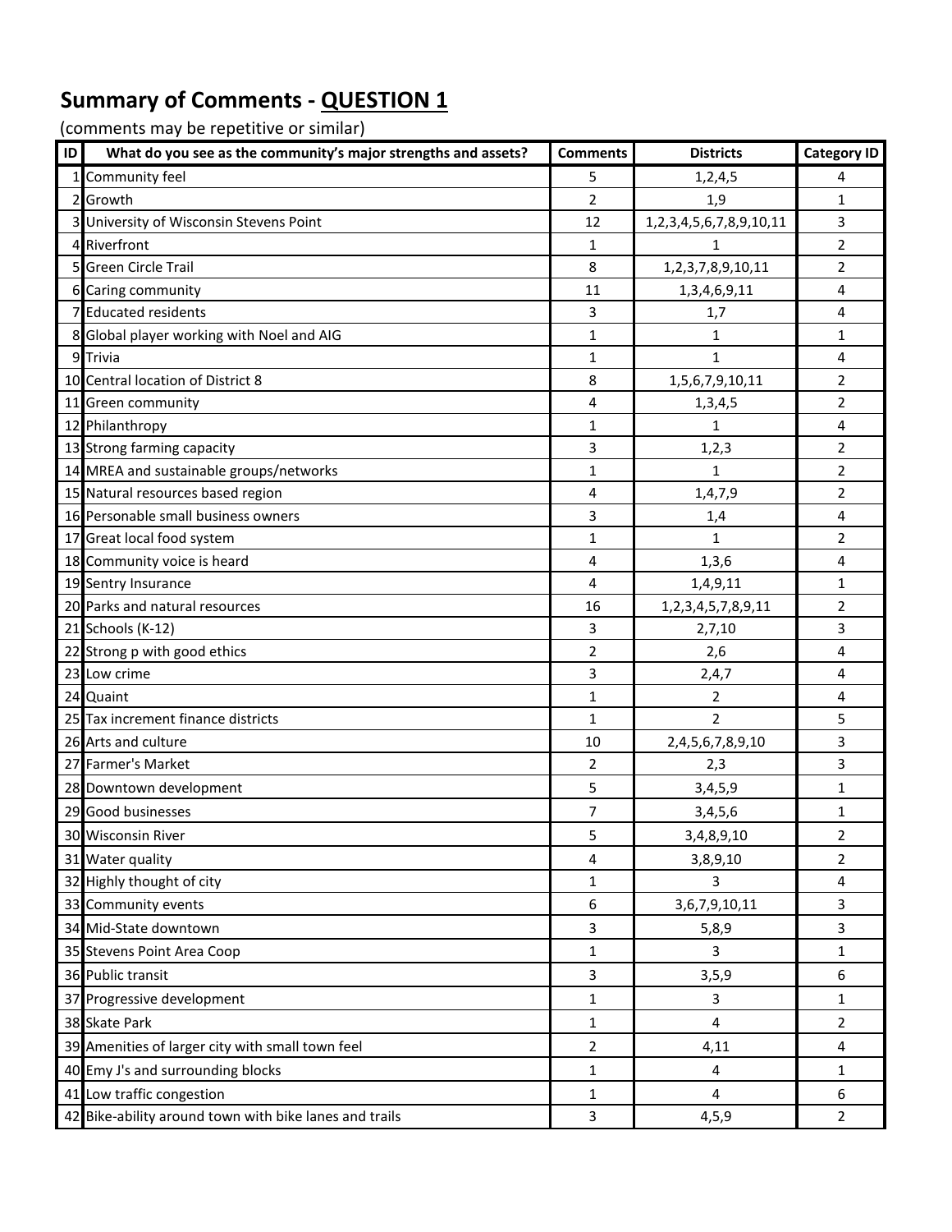## Summary of Comments - QUESTION 1

(comments may be repetitive or similar)

| ID | What do you see as the community's major strengths and assets? | Comments | Districts | Category ID |
|---|---|---|---|---|
| 1 | Community feel | 5 | 1,2,4,5 | 4 |
| 2 | Growth | 2 | 1,9 | 1 |
| 3 | University of Wisconsin Stevens Point | 12 | 1,2,3,4,5,6,7,8,9,10,11 | 3 |
| 4 | Riverfront | 1 | 1 | 2 |
| 5 | Green Circle Trail | 8 | 1,2,3,7,8,9,10,11 | 2 |
| 6 | Caring community | 11 | 1,3,4,6,9,11 | 4 |
| 7 | Educated residents | 3 | 1,7 | 4 |
| 8 | Global player working with Noel and AIG | 1 | 1 | 1 |
| 9 | Trivia | 1 | 1 | 4 |
| 10 | Central location of District 8 | 8 | 1,5,6,7,9,10,11 | 2 |
| 11 | Green community | 4 | 1,3,4,5 | 2 |
| 12 | Philanthropy | 1 | 1 | 4 |
| 13 | Strong farming capacity | 3 | 1,2,3 | 2 |
| 14 | MREA and sustainable groups/networks | 1 | 1 | 2 |
| 15 | Natural resources based region | 4 | 1,4,7,9 | 2 |
| 16 | Personable small business owners | 3 | 1,4 | 4 |
| 17 | Great local food system | 1 | 1 | 2 |
| 18 | Community voice is heard | 4 | 1,3,6 | 4 |
| 19 | Sentry Insurance | 4 | 1,4,9,11 | 1 |
| 20 | Parks and natural resources | 16 | 1,2,3,4,5,7,8,9,11 | 2 |
| 21 | Schools (K-12) | 3 | 2,7,10 | 3 |
| 22 | Strong p with good ethics | 2 | 2,6 | 4 |
| 23 | Low crime | 3 | 2,4,7 | 4 |
| 24 | Quaint | 1 | 2 | 4 |
| 25 | Tax increment finance districts | 1 | 2 | 5 |
| 26 | Arts and culture | 10 | 2,4,5,6,7,8,9,10 | 3 |
| 27 | Farmer's Market | 2 | 2,3 | 3 |
| 28 | Downtown development | 5 | 3,4,5,9 | 1 |
| 29 | Good businesses | 7 | 3,4,5,6 | 1 |
| 30 | Wisconsin River | 5 | 3,4,8,9,10 | 2 |
| 31 | Water quality | 4 | 3,8,9,10 | 2 |
| 32 | Highly thought of city | 1 | 3 | 4 |
| 33 | Community events | 6 | 3,6,7,9,10,11 | 3 |
| 34 | Mid-State downtown | 3 | 5,8,9 | 3 |
| 35 | Stevens Point Area Coop | 1 | 3 | 1 |
| 36 | Public transit | 3 | 3,5,9 | 6 |
| 37 | Progressive development | 1 | 3 | 1 |
| 38 | Skate Park | 1 | 4 | 2 |
| 39 | Amenities of larger city with small town feel | 2 | 4,11 | 4 |
| 40 | Emy J's and surrounding blocks | 1 | 4 | 1 |
| 41 | Low traffic congestion | 1 | 4 | 6 |
| 42 | Bike-ability around town with bike lanes and trails | 3 | 4,5,9 | 2 |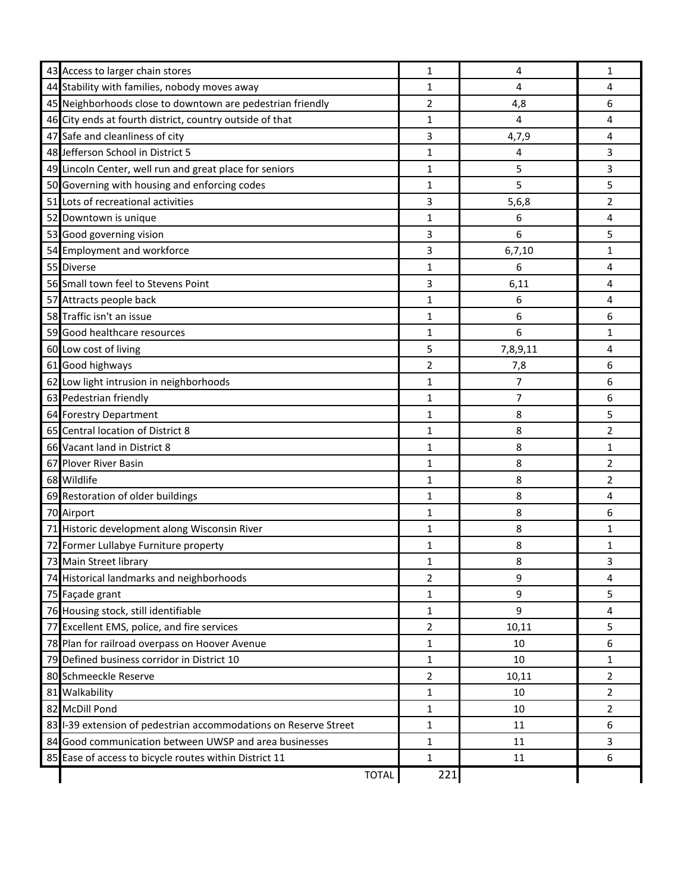| | | | | |
|---|---|---|---|---|
| 43 | Access to larger chain stores | 1 | 4 | 1 |
| 44 | Stability with families, nobody moves away | 1 | 4 | 4 |
| 45 | Neighborhoods close to downtown are pedestrian friendly | 2 | 4,8 | 6 |
| 46 | City ends at fourth district, country outside of that | 1 | 4 | 4 |
| 47 | Safe and cleanliness of city | 3 | 4,7,9 | 4 |
| 48 | Jefferson School in District 5 | 1 | 4 | 3 |
| 49 | Lincoln Center, well run and great place for seniors | 1 | 5 | 3 |
| 50 | Governing with housing and enforcing codes | 1 | 5 | 5 |
| 51 | Lots of recreational activities | 3 | 5,6,8 | 2 |
| 52 | Downtown is unique | 1 | 6 | 4 |
| 53 | Good governing vision | 3 | 6 | 5 |
| 54 | Employment and workforce | 3 | 6,7,10 | 1 |
| 55 | Diverse | 1 | 6 | 4 |
| 56 | Small town feel to Stevens Point | 3 | 6,11 | 4 |
| 57 | Attracts people back | 1 | 6 | 4 |
| 58 | Traffic isn't an issue | 1 | 6 | 6 |
| 59 | Good healthcare resources | 1 | 6 | 1 |
| 60 | Low cost of living | 5 | 7,8,9,11 | 4 |
| 61 | Good highways | 2 | 7,8 | 6 |
| 62 | Low light intrusion in neighborhoods | 1 | 7 | 6 |
| 63 | Pedestrian friendly | 1 | 7 | 6 |
| 64 | Forestry Department | 1 | 8 | 5 |
| 65 | Central location of District 8 | 1 | 8 | 2 |
| 66 | Vacant land in District 8 | 1 | 8 | 1 |
| 67 | Plover River Basin | 1 | 8 | 2 |
| 68 | Wildlife | 1 | 8 | 2 |
| 69 | Restoration of older buildings | 1 | 8 | 4 |
| 70 | Airport | 1 | 8 | 6 |
| 71 | Historic development along Wisconsin River | 1 | 8 | 1 |
| 72 | Former Lullabye Furniture property | 1 | 8 | 1 |
| 73 | Main Street library | 1 | 8 | 3 |
| 74 | Historical landmarks and neighborhoods | 2 | 9 | 4 |
| 75 | Façade grant | 1 | 9 | 5 |
| 76 | Housing stock, still identifiable | 1 | 9 | 4 |
| 77 | Excellent EMS, police, and fire services | 2 | 10,11 | 5 |
| 78 | Plan for railroad overpass on Hoover Avenue | 1 | 10 | 6 |
| 79 | Defined business corridor in District 10 | 1 | 10 | 1 |
| 80 | Schmeeckle Reserve | 2 | 10,11 | 2 |
| 81 | Walkability | 1 | 10 | 2 |
| 82 | McDill Pond | 1 | 10 | 2 |
| 83 | I-39 extension of pedestrian accommodations on Reserve Street | 1 | 11 | 6 |
| 84 | Good communication between UWSP and area businesses | 1 | 11 | 3 |
| 85 | Ease of access to bicycle routes within District 11 | 1 | 11 | 6 |
| | TOTAL | 221 | | |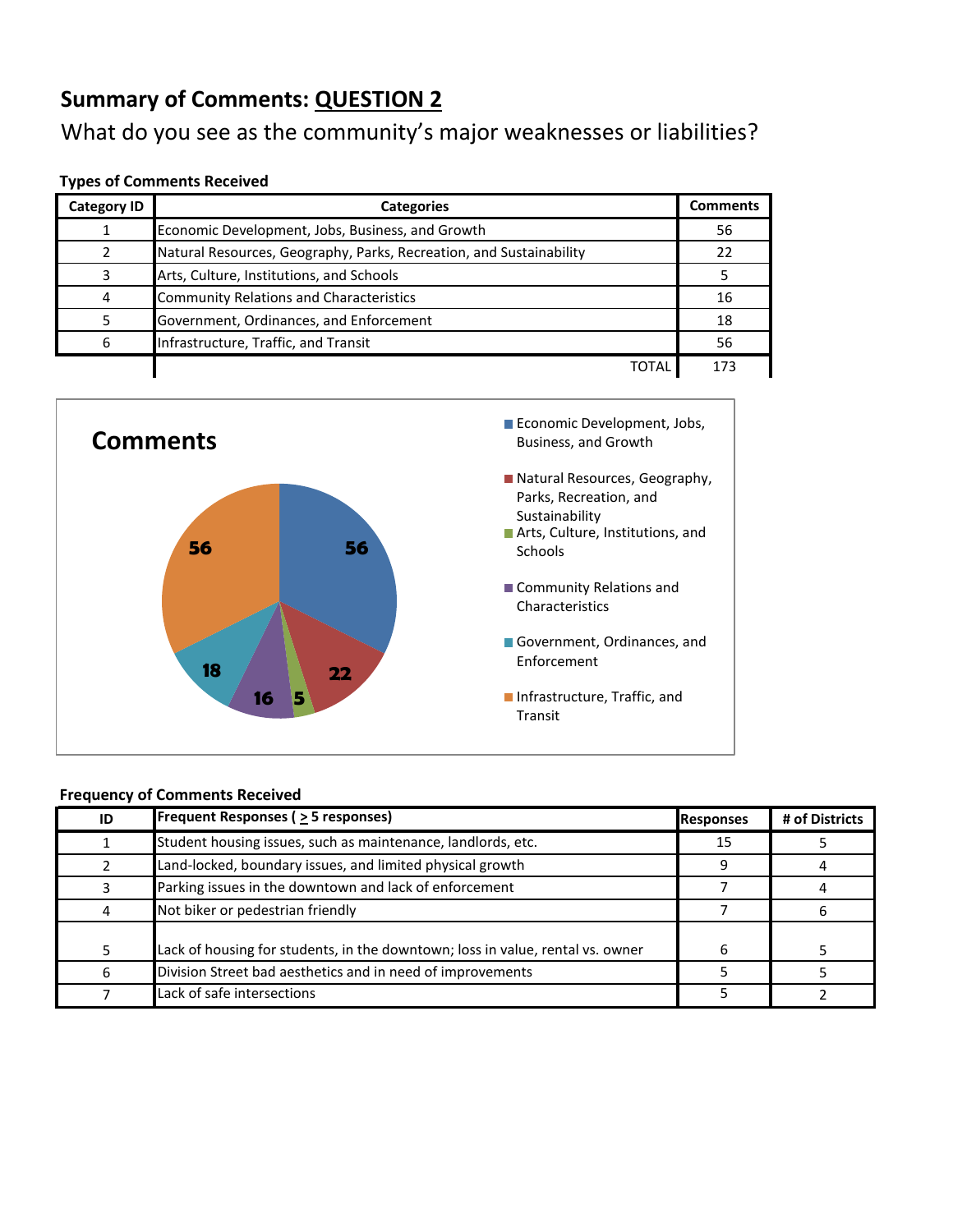# Summary of Comments: QUESTION 2

What do you see as the community's major weaknesses or liabilities?

**Types of Comments Received**

| Category ID | Categories | Comments |
|---|---|---|
| 1 | Economic Development, Jobs, Business, and Growth | 56 |
| 2 | Natural Resources, Geography, Parks, Recreation, and Sustainability | 22 |
| 3 | Arts, Culture, Institutions, and Schools | 5 |
| 4 | Community Relations and Characteristics | 16 |
| 5 | Government, Ordinances, and Enforcement | 18 |
| 6 | Infrastructure, Traffic, and Transit | 56 |
| | TOTAL | 173 |

**Comments**

- Economic Development, Jobs, Business, and Growth: 56
- Natural Resources, Geography, Parks, Recreation, and Sustainability: 22
- Arts, Culture, Institutions, and Schools: 5
- Community Relations and Characteristics: 16
- Government, Ordinances, and Enforcement: 18
- Infrastructure, Traffic, and Transit: 56

**Frequency of Comments Received**

| ID | Frequent Responses ( ≥ 5 responses) | Responses | # of Districts |
|---|---|---|---|
| 1 | Student housing issues, such as maintenance, landlords, etc. | 15 | 5 |
| 2 | Land-locked, boundary issues, and limited physical growth | 9 | 4 |
| 3 | Parking issues in the downtown and lack of enforcement | 7 | 4 |
| 4 | Not biker or pedestrian friendly | 7 | 6 |
| 5 | Lack of housing for students, in the downtown; loss in value, rental vs. owner | 6 | 5 |
| 6 | Division Street bad aesthetics and in need of improvements | 5 | 5 |
| 7 | Lack of safe intersections | 5 | 2 |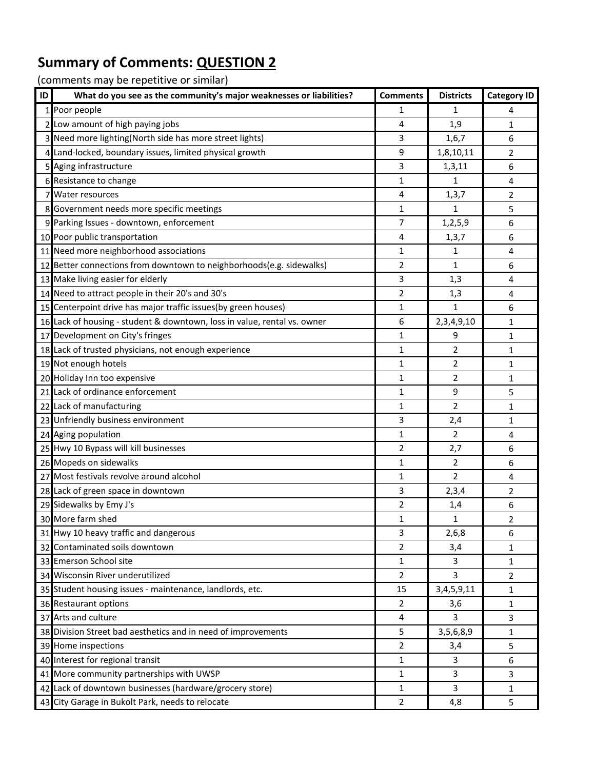## Summary of Comments: QUESTION 2

(comments may be repetitive or similar)

| ID | What do you see as the community's major weaknesses or liabilities? | Comments | Districts | Category ID |
|---|---|---|---|---|
| 1 | Poor people | 1 | 1 | 4 |
| 2 | Low amount of high paying jobs | 4 | 1,9 | 1 |
| 3 | Need more lighting(North side has more street lights) | 3 | 1,6,7 | 6 |
| 4 | Land-locked, boundary issues, limited physical growth | 9 | 1,8,10,11 | 2 |
| 5 | Aging infrastructure | 3 | 1,3,11 | 6 |
| 6 | Resistance to change | 1 | 1 | 4 |
| 7 | Water resources | 4 | 1,3,7 | 2 |
| 8 | Government needs more specific meetings | 1 | 1 | 5 |
| 9 | Parking Issues - downtown, enforcement | 7 | 1,2,5,9 | 6 |
| 10 | Poor public transportation | 4 | 1,3,7 | 6 |
| 11 | Need more neighborhood associations | 1 | 1 | 4 |
| 12 | Better connections from downtown to neighborhoods(e.g. sidewalks) | 2 | 1 | 6 |
| 13 | Make living easier for elderly | 3 | 1,3 | 4 |
| 14 | Need to attract people in their 20's and 30's | 2 | 1,3 | 4 |
| 15 | Centerpoint drive has major traffic issues(by green houses) | 1 | 1 | 6 |
| 16 | Lack of housing - student & downtown, loss in value, rental vs. owner | 6 | 2,3,4,9,10 | 1 |
| 17 | Development on City's fringes | 1 | 9 | 1 |
| 18 | Lack of trusted physicians, not enough experience | 1 | 2 | 1 |
| 19 | Not enough hotels | 1 | 2 | 1 |
| 20 | Holiday Inn too expensive | 1 | 2 | 1 |
| 21 | Lack of ordinance enforcement | 1 | 9 | 5 |
| 22 | Lack of manufacturing | 1 | 2 | 1 |
| 23 | Unfriendly business environment | 3 | 2,4 | 1 |
| 24 | Aging population | 1 | 2 | 4 |
| 25 | Hwy 10 Bypass will kill businesses | 2 | 2,7 | 6 |
| 26 | Mopeds on sidewalks | 1 | 2 | 6 |
| 27 | Most festivals revolve around alcohol | 1 | 2 | 4 |
| 28 | Lack of green space in downtown | 3 | 2,3,4 | 2 |
| 29 | Sidewalks by Emy J's | 2 | 1,4 | 6 |
| 30 | More farm shed | 1 | 1 | 2 |
| 31 | Hwy 10 heavy traffic and dangerous | 3 | 2,6,8 | 6 |
| 32 | Contaminated soils downtown | 2 | 3,4 | 1 |
| 33 | Emerson School site | 1 | 3 | 1 |
| 34 | Wisconsin River underutilized | 2 | 3 | 2 |
| 35 | Student housing issues - maintenance, landlords, etc. | 15 | 3,4,5,9,11 | 1 |
| 36 | Restaurant options | 2 | 3,6 | 1 |
| 37 | Arts and culture | 4 | 3 | 3 |
| 38 | Division Street bad aesthetics and in need of improvements | 5 | 3,5,6,8,9 | 1 |
| 39 | Home inspections | 2 | 3,4 | 5 |
| 40 | Interest for regional transit | 1 | 3 | 6 |
| 41 | More community partnerships with UWSP | 1 | 3 | 3 |
| 42 | Lack of downtown businesses (hardware/grocery store) | 1 | 3 | 1 |
| 43 | City Garage in Bukolt Park, needs to relocate | 2 | 4,8 | 5 |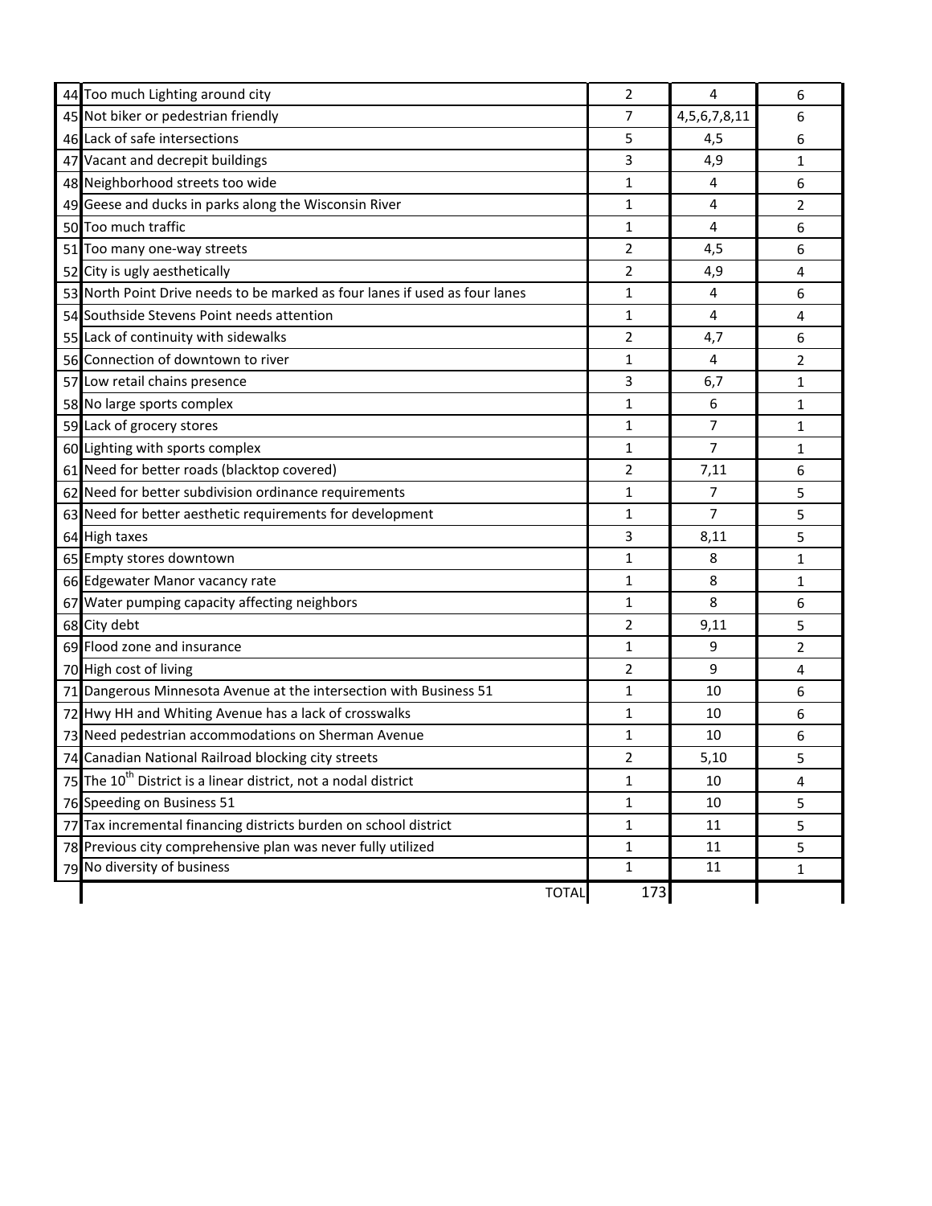| | | | | |
|---|---|---|---|---|
| 44 | Too much Lighting around city | 2 | 4 | 6 |
| 45 | Not biker or pedestrian friendly | 7 | 4,5,6,7,8,11 | 6 |
| 46 | Lack of safe intersections | 5 | 4,5 | 6 |
| 47 | Vacant and decrepit buildings | 3 | 4,9 | 1 |
| 48 | Neighborhood streets too wide | 1 | 4 | 6 |
| 49 | Geese and ducks in parks along the Wisconsin River | 1 | 4 | 2 |
| 50 | Too much traffic | 1 | 4 | 6 |
| 51 | Too many one-way streets | 2 | 4,5 | 6 |
| 52 | City is ugly aesthetically | 2 | 4,9 | 4 |
| 53 | North Point Drive needs to be marked as four lanes if used as four lanes | 1 | 4 | 6 |
| 54 | Southside Stevens Point needs attention | 1 | 4 | 4 |
| 55 | Lack of continuity with sidewalks | 2 | 4,7 | 6 |
| 56 | Connection of downtown to river | 1 | 4 | 2 |
| 57 | Low retail chains presence | 3 | 6,7 | 1 |
| 58 | No large sports complex | 1 | 6 | 1 |
| 59 | Lack of grocery stores | 1 | 7 | 1 |
| 60 | Lighting with sports complex | 1 | 7 | 1 |
| 61 | Need for better roads (blacktop covered) | 2 | 7,11 | 6 |
| 62 | Need for better subdivision ordinance requirements | 1 | 7 | 5 |
| 63 | Need for better aesthetic requirements for development | 1 | 7 | 5 |
| 64 | High taxes | 3 | 8,11 | 5 |
| 65 | Empty stores downtown | 1 | 8 | 1 |
| 66 | Edgewater Manor vacancy rate | 1 | 8 | 1 |
| 67 | Water pumping capacity affecting neighbors | 1 | 8 | 6 |
| 68 | City debt | 2 | 9,11 | 5 |
| 69 | Flood zone and insurance | 1 | 9 | 2 |
| 70 | High cost of living | 2 | 9 | 4 |
| 71 | Dangerous Minnesota Avenue at the intersection with Business 51 | 1 | 10 | 6 |
| 72 | Hwy HH and Whiting Avenue has a lack of crosswalks | 1 | 10 | 6 |
| 73 | Need pedestrian accommodations on Sherman Avenue | 1 | 10 | 6 |
| 74 | Canadian National Railroad blocking city streets | 2 | 5,10 | 5 |
| 75 | The 10th District is a linear district, not a nodal district | 1 | 10 | 4 |
| 76 | Speeding on Business 51 | 1 | 10 | 5 |
| 77 | Tax incremental financing districts burden on school district | 1 | 11 | 5 |
| 78 | Previous city comprehensive plan was never fully utilized | 1 | 11 | 5 |
| 79 | No diversity of business | 1 | 11 | 1 |
| | TOTAL | 173 | | |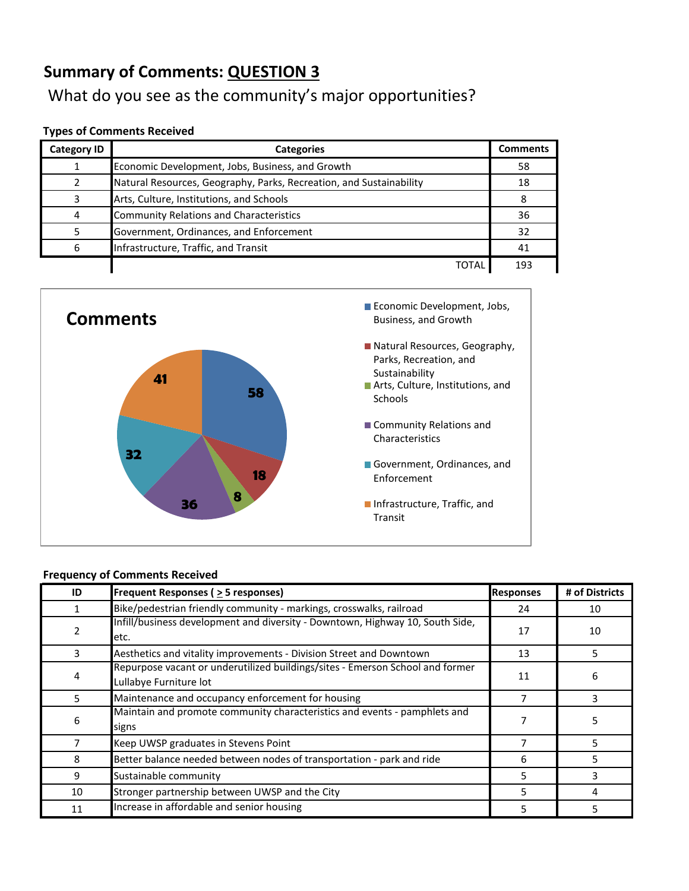## Summary of Comments: QUESTION 3

What do you see as the community's major opportunities?

**Types of Comments Received**

| Category ID | Categories | Comments |
|---|---|---|
| 1 | Economic Development, Jobs, Business, and Growth | 58 |
| 2 | Natural Resources, Geography, Parks, Recreation, and Sustainability | 18 |
| 3 | Arts, Culture, Institutions, and Schools | 8 |
| 4 | Community Relations and Characteristics | 36 |
| 5 | Government, Ordinances, and Enforcement | 32 |
| 6 | Infrastructure, Traffic, and Transit | 41 |
| | TOTAL | 193 |

**Comments**

- Economic Development, Jobs, Business, and Growth: 58
- Natural Resources, Geography, Parks, Recreation, and Sustainability: 18
- Arts, Culture, Institutions, and Schools: 8
- Community Relations and Characteristics: 36
- Government, Ordinances, and Enforcement: 32
- Infrastructure, Traffic, and Transit: 41

**Frequency of Comments Received**

| ID | Frequent Responses ( ≥ 5 responses) | Responses | # of Districts |
|---|---|---|---|
| 1 | Bike/pedestrian friendly community - markings, crosswalks, railroad | 24 | 10 |
| 2 | Infill/business development and diversity - Downtown, Highway 10, South Side, etc. | 17 | 10 |
| 3 | Aesthetics and vitality improvements - Division Street and Downtown | 13 | 5 |
| 4 | Repurpose vacant or underutilized buildings/sites - Emerson School and former Lullabye Furniture lot | 11 | 6 |
| 5 | Maintenance and occupancy enforcement for housing | 7 | 3 |
| 6 | Maintain and promote community characteristics and events - pamphlets and signs | 7 | 5 |
| 7 | Keep UWSP graduates in Stevens Point | 7 | 5 |
| 8 | Better balance needed between nodes of transportation - park and ride | 6 | 5 |
| 9 | Sustainable community | 5 | 3 |
| 10 | Stronger partnership between UWSP and the City | 5 | 4 |
| 11 | Increase in affordable and senior housing | 5 | 5 |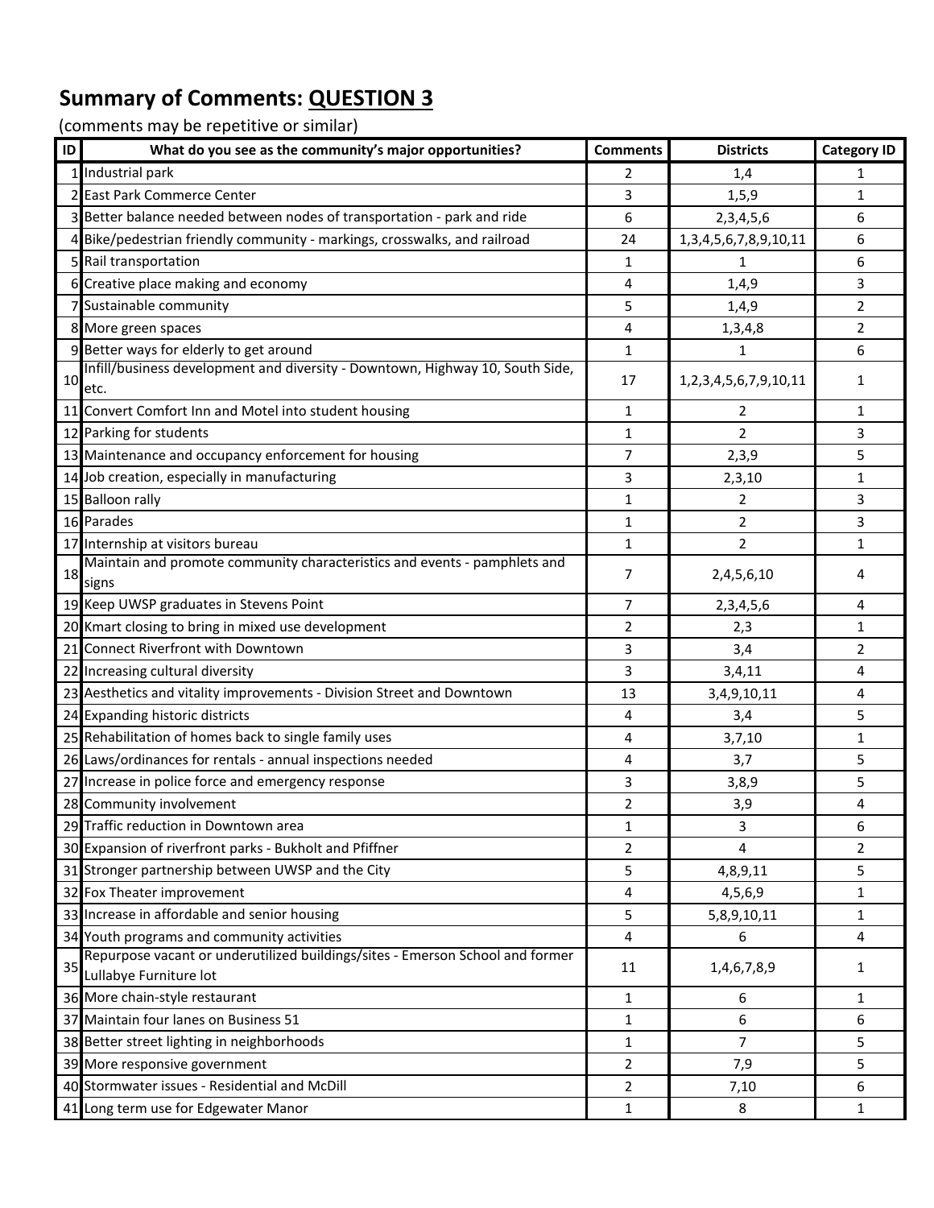## Summary of Comments: QUESTION 3

(comments may be repetitive or similar)

| ID | What do you see as the community's major opportunities? | Comments | Districts | Category ID |
|---|---|---|---|---|
| 1 | Industrial park | 2 | 1,4 | 1 |
| 2 | East Park Commerce Center | 3 | 1,5,9 | 1 |
| 3 | Better balance needed between nodes of transportation - park and ride | 6 | 2,3,4,5,6 | 6 |
| 4 | Bike/pedestrian friendly community - markings, crosswalks, and railroad | 24 | 1,3,4,5,6,7,8,9,10,11 | 6 |
| 5 | Rail transportation | 1 | 1 | 6 |
| 6 | Creative place making and economy | 4 | 1,4,9 | 3 |
| 7 | Sustainable community | 5 | 1,4,9 | 2 |
| 8 | More green spaces | 4 | 1,3,4,8 | 2 |
| 9 | Better ways for elderly to get around | 1 | 1 | 6 |
| 10 | Infill/business development and diversity - Downtown, Highway 10, South Side, etc. | 17 | 1,2,3,4,5,6,7,9,10,11 | 1 |
| 11 | Convert Comfort Inn and Motel into student housing | 1 | 2 | 1 |
| 12 | Parking for students | 1 | 2 | 3 |
| 13 | Maintenance and occupancy enforcement for housing | 7 | 2,3,9 | 5 |
| 14 | Job creation, especially in manufacturing | 3 | 2,3,10 | 1 |
| 15 | Balloon rally | 1 | 2 | 3 |
| 16 | Parades | 1 | 2 | 3 |
| 17 | Internship at visitors bureau | 1 | 2 | 1 |
| 18 | Maintain and promote community characteristics and events - pamphlets and signs | 7 | 2,4,5,6,10 | 4 |
| 19 | Keep UWSP graduates in Stevens Point | 7 | 2,3,4,5,6 | 4 |
| 20 | Kmart closing to bring in mixed use development | 2 | 2,3 | 1 |
| 21 | Connect Riverfront with Downtown | 3 | 3,4 | 2 |
| 22 | Increasing cultural diversity | 3 | 3,4,11 | 4 |
| 23 | Aesthetics and vitality improvements - Division Street and Downtown | 13 | 3,4,9,10,11 | 4 |
| 24 | Expanding historic districts | 4 | 3,4 | 5 |
| 25 | Rehabilitation of homes back to single family uses | 4 | 3,7,10 | 1 |
| 26 | Laws/ordinances for rentals - annual inspections needed | 4 | 3,7 | 5 |
| 27 | Increase in police force and emergency response | 3 | 3,8,9 | 5 |
| 28 | Community involvement | 2 | 3,9 | 4 |
| 29 | Traffic reduction in Downtown area | 1 | 3 | 6 |
| 30 | Expansion of riverfront parks - Bukholt and Pfiffner | 2 | 4 | 2 |
| 31 | Stronger partnership between UWSP and the City | 5 | 4,8,9,11 | 5 |
| 32 | Fox Theater improvement | 4 | 4,5,6,9 | 1 |
| 33 | Increase in affordable and senior housing | 5 | 5,8,9,10,11 | 1 |
| 34 | Youth programs and community activities | 4 | 6 | 4 |
| 35 | Repurpose vacant or underutilized buildings/sites - Emerson School and former Lullabye Furniture lot | 11 | 1,4,6,7,8,9 | 1 |
| 36 | More chain-style restaurant | 1 | 6 | 1 |
| 37 | Maintain four lanes on Business 51 | 1 | 6 | 6 |
| 38 | Better street lighting in neighborhoods | 1 | 7 | 5 |
| 39 | More responsive government | 2 | 7,9 | 5 |
| 40 | Stormwater issues - Residential and McDill | 2 | 7,10 | 6 |
| 41 | Long term use for Edgewater Manor | 1 | 8 | 1 |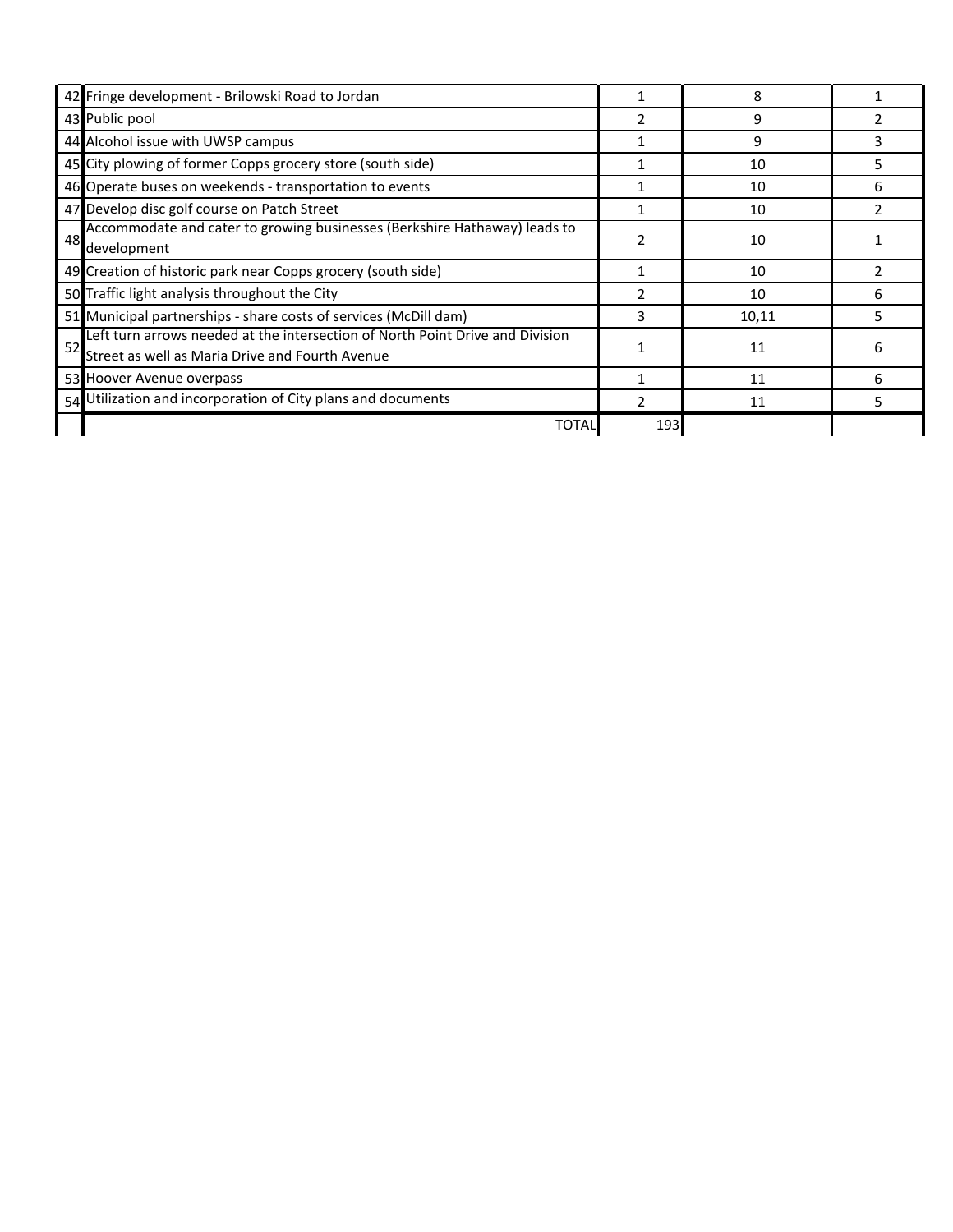| | | | | |
|---|---|---|---|---|
| 42 | Fringe development - Brilowski Road to Jordan | 1 | 8 | 1 |
| 43 | Public pool | 2 | 9 | 2 |
| 44 | Alcohol issue with UWSP campus | 1 | 9 | 3 |
| 45 | City plowing of former Copps grocery store (south side) | 1 | 10 | 5 |
| 46 | Operate buses on weekends - transportation to events | 1 | 10 | 6 |
| 47 | Develop disc golf course on Patch Street | 1 | 10 | 2 |
| 48 | Accommodate and cater to growing businesses (Berkshire Hathaway) leads to development | 2 | 10 | 1 |
| 49 | Creation of historic park near Copps grocery (south side) | 1 | 10 | 2 |
| 50 | Traffic light analysis throughout the City | 2 | 10 | 6 |
| 51 | Municipal partnerships - share costs of services (McDill dam) | 3 | 10,11 | 5 |
| 52 | Left turn arrows needed at the intersection of North Point Drive and Division Street as well as Maria Drive and Fourth Avenue | 1 | 11 | 6 |
| 53 | Hoover Avenue overpass | 1 | 11 | 6 |
| 54 | Utilization and incorporation of City plans and documents | 2 | 11 | 5 |
| | TOTAL | 193 | | |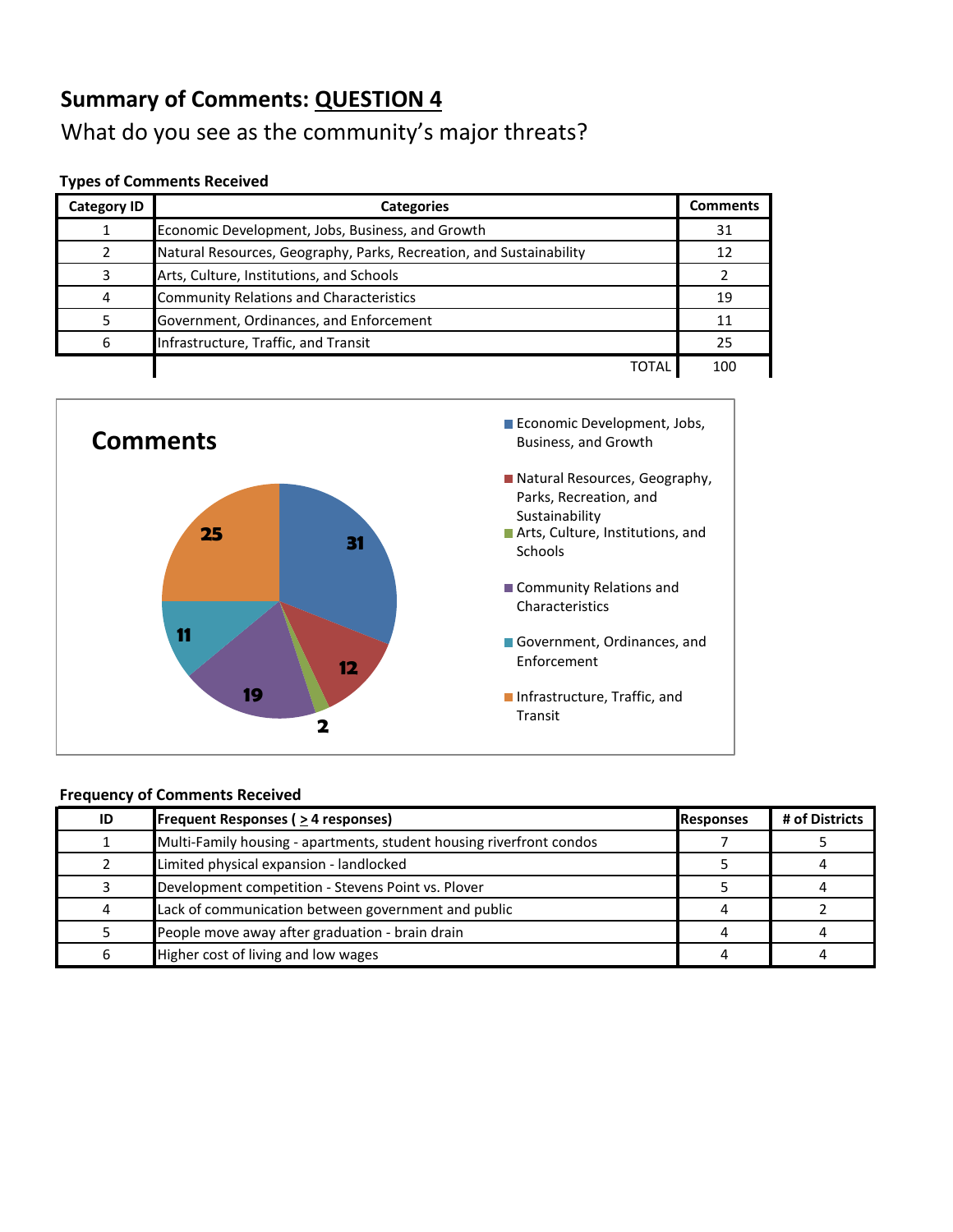## Summary of Comments: QUESTION 4

What do you see as the community's major threats?

### Types of Comments Received

| Category ID | Categories | Comments |
|---|---|---|
| 1 | Economic Development, Jobs, Business, and Growth | 31 |
| 2 | Natural Resources, Geography, Parks, Recreation, and Sustainability | 12 |
| 3 | Arts, Culture, Institutions, and Schools | 2 |
| 4 | Community Relations and Characteristics | 19 |
| 5 | Government, Ordinances, and Enforcement | 11 |
| 6 | Infrastructure, Traffic, and Transit | 25 |
| | TOTAL | 100 |

**Comments**

- Economic Development, Jobs, Business, and Growth: 31
- Natural Resources, Geography, Parks, Recreation, and Sustainability: 12
- Arts, Culture, Institutions, and Schools: 2
- Community Relations and Characteristics: 19
- Government, Ordinances, and Enforcement: 11
- Infrastructure, Traffic, and Transit: 25

### Frequency of Comments Received

| ID | Frequent Responses ( ≥ 4 responses) | Responses | # of Districts |
|---|---|---|---|
| 1 | Multi-Family housing - apartments, student housing riverfront condos | 7 | 5 |
| 2 | Limited physical expansion - landlocked | 5 | 4 |
| 3 | Development competition - Stevens Point vs. Plover | 5 | 4 |
| 4 | Lack of communication between government and public | 4 | 2 |
| 5 | People move away after graduation - brain drain | 4 | 4 |
| 6 | Higher cost of living and low wages | 4 | 4 |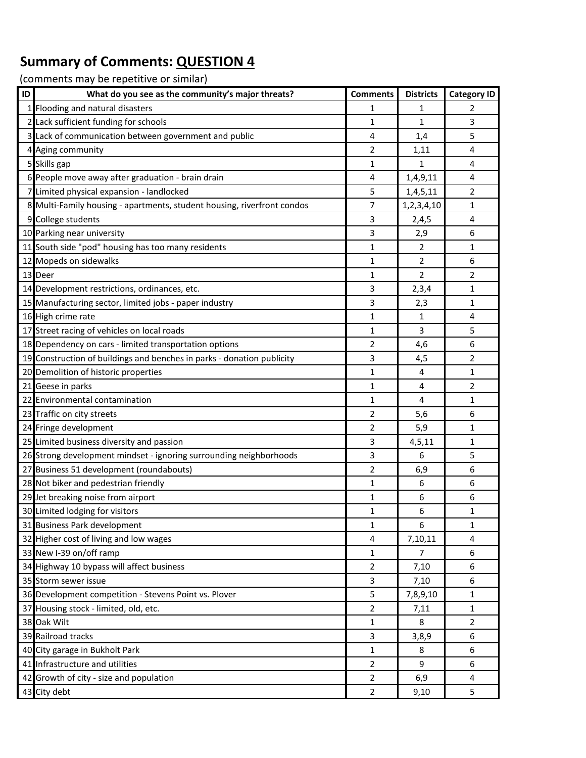## Summary of Comments: <u>QUESTION 4</u>

(comments may be repetitive or similar)

| ID | What do you see as the community's major threats? | Comments | Districts | Category ID |
|---|---|---|---|---|
| 1 | Flooding and natural disasters | 1 | 1 | 2 |
| 2 | Lack sufficient funding for schools | 1 | 1 | 3 |
| 3 | Lack of communication between government and public | 4 | 1,4 | 5 |
| 4 | Aging community | 2 | 1,11 | 4 |
| 5 | Skills gap | 1 | 1 | 4 |
| 6 | People move away after graduation - brain drain | 4 | 1,4,9,11 | 4 |
| 7 | Limited physical expansion - landlocked | 5 | 1,4,5,11 | 2 |
| 8 | Multi-Family housing - apartments, student housing, riverfront condos | 7 | 1,2,3,4,10 | 1 |
| 9 | College students | 3 | 2,4,5 | 4 |
| 10 | Parking near university | 3 | 2,9 | 6 |
| 11 | South side "pod" housing has too many residents | 1 | 2 | 1 |
| 12 | Mopeds on sidewalks | 1 | 2 | 6 |
| 13 | Deer | 1 | 2 | 2 |
| 14 | Development restrictions, ordinances, etc. | 3 | 2,3,4 | 1 |
| 15 | Manufacturing sector, limited jobs - paper industry | 3 | 2,3 | 1 |
| 16 | High crime rate | 1 | 1 | 4 |
| 17 | Street racing of vehicles on local roads | 1 | 3 | 5 |
| 18 | Dependency on cars - limited transportation options | 2 | 4,6 | 6 |
| 19 | Construction of buildings and benches in parks - donation publicity | 3 | 4,5 | 2 |
| 20 | Demolition of historic properties | 1 | 4 | 1 |
| 21 | Geese in parks | 1 | 4 | 2 |
| 22 | Environmental contamination | 1 | 4 | 1 |
| 23 | Traffic on city streets | 2 | 5,6 | 6 |
| 24 | Fringe development | 2 | 5,9 | 1 |
| 25 | Limited business diversity and passion | 3 | 4,5,11 | 1 |
| 26 | Strong development mindset - ignoring surrounding neighborhoods | 3 | 6 | 5 |
| 27 | Business 51 development (roundabouts) | 2 | 6,9 | 6 |
| 28 | Not biker and pedestrian friendly | 1 | 6 | 6 |
| 29 | Jet breaking noise from airport | 1 | 6 | 6 |
| 30 | Limited lodging for visitors | 1 | 6 | 1 |
| 31 | Business Park development | 1 | 6 | 1 |
| 32 | Higher cost of living and low wages | 4 | 7,10,11 | 4 |
| 33 | New I-39 on/off ramp | 1 | 7 | 6 |
| 34 | Highway 10 bypass will affect business | 2 | 7,10 | 6 |
| 35 | Storm sewer issue | 3 | 7,10 | 6 |
| 36 | Development competition - Stevens Point vs. Plover | 5 | 7,8,9,10 | 1 |
| 37 | Housing stock - limited, old, etc. | 2 | 7,11 | 1 |
| 38 | Oak Wilt | 1 | 8 | 2 |
| 39 | Railroad tracks | 3 | 3,8,9 | 6 |
| 40 | City garage in Bukholt Park | 1 | 8 | 6 |
| 41 | Infrastructure and utilities | 2 | 9 | 6 |
| 42 | Growth of city - size and population | 2 | 6,9 | 4 |
| 43 | City debt | 2 | 9,10 | 5 |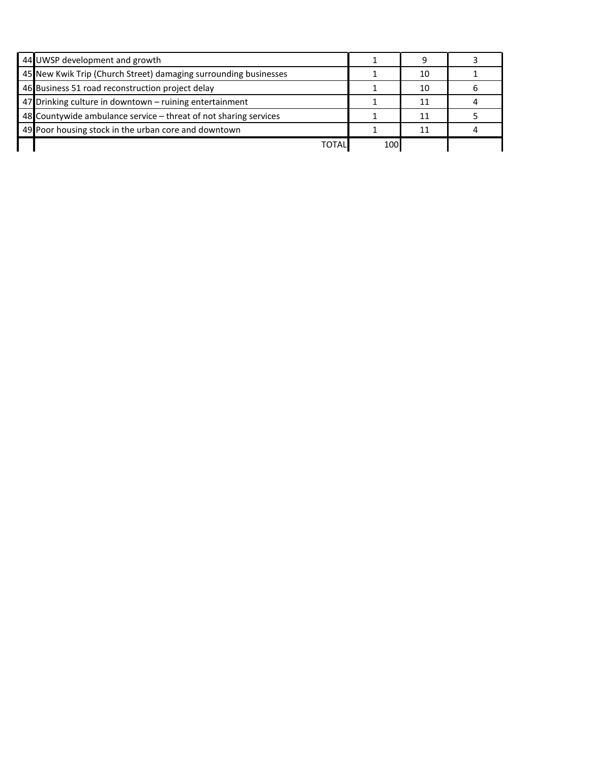| | | | | |
|---|---|---|---|---|
| 44 | UWSP development and growth | 1 | 9 | 3 |
| 45 | New Kwik Trip (Church Street) damaging surrounding businesses | 1 | 10 | 1 |
| 46 | Business 51 road reconstruction project delay | 1 | 10 | 6 |
| 47 | Drinking culture in downtown – ruining entertainment | 1 | 11 | 4 |
| 48 | Countywide ambulance service – threat of not sharing services | 1 | 11 | 5 |
| 49 | Poor housing stock in the urban core and downtown | 1 | 11 | 4 |
| | TOTAL | 100 | | |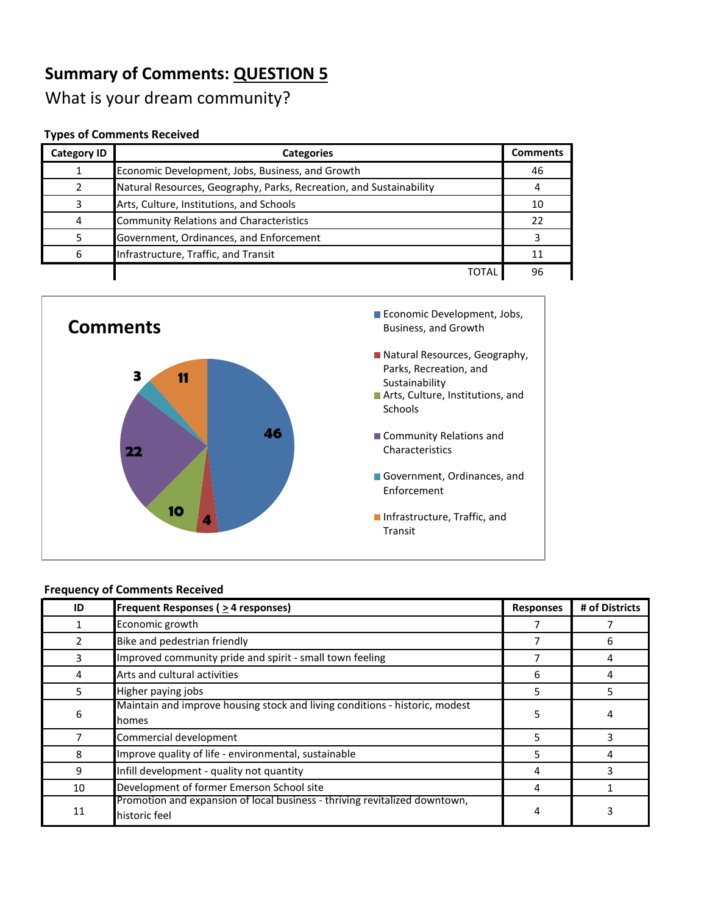# Summary of Comments: QUESTION 5

What is your dream community?

**Types of Comments Received**

| Category ID | Categories | Comments |
|---|---|---|
| 1 | Economic Development, Jobs, Business, and Growth | 46 |
| 2 | Natural Resources, Geography, Parks, Recreation, and Sustainability | 4 |
| 3 | Arts, Culture, Institutions, and Schools | 10 |
| 4 | Community Relations and Characteristics | 22 |
| 5 | Government, Ordinances, and Enforcement | 3 |
| 6 | Infrastructure, Traffic, and Transit | 11 |
| | TOTAL | 96 |

**Comments**

- Economic Development, Jobs, Business, and Growth: 46
- Natural Resources, Geography, Parks, Recreation, and Sustainability: 4
- Arts, Culture, Institutions, and Schools: 10
- Community Relations and Characteristics: 22
- Government, Ordinances, and Enforcement: 3
- Infrastructure, Traffic, and Transit: 11

**Frequency of Comments Received**

| ID | Frequent Responses ( ≥ 4 responses) | Responses | # of Districts |
|---|---|---|---|
| 1 | Economic growth | 7 | 7 |
| 2 | Bike and pedestrian friendly | 7 | 6 |
| 3 | Improved community pride and spirit - small town feeling | 7 | 4 |
| 4 | Arts and cultural activities | 6 | 4 |
| 5 | Higher paying jobs | 5 | 5 |
| 6 | Maintain and improve housing stock and living conditions - historic, modest homes | 5 | 4 |
| 7 | Commercial development | 5 | 3 |
| 8 | Improve quality of life - environmental, sustainable | 5 | 4 |
| 9 | Infill development - quality not quantity | 4 | 3 |
| 10 | Development of former Emerson School site | 4 | 1 |
| 11 | Promotion and expansion of local business - thriving revitalized downtown, historic feel | 4 | 3 |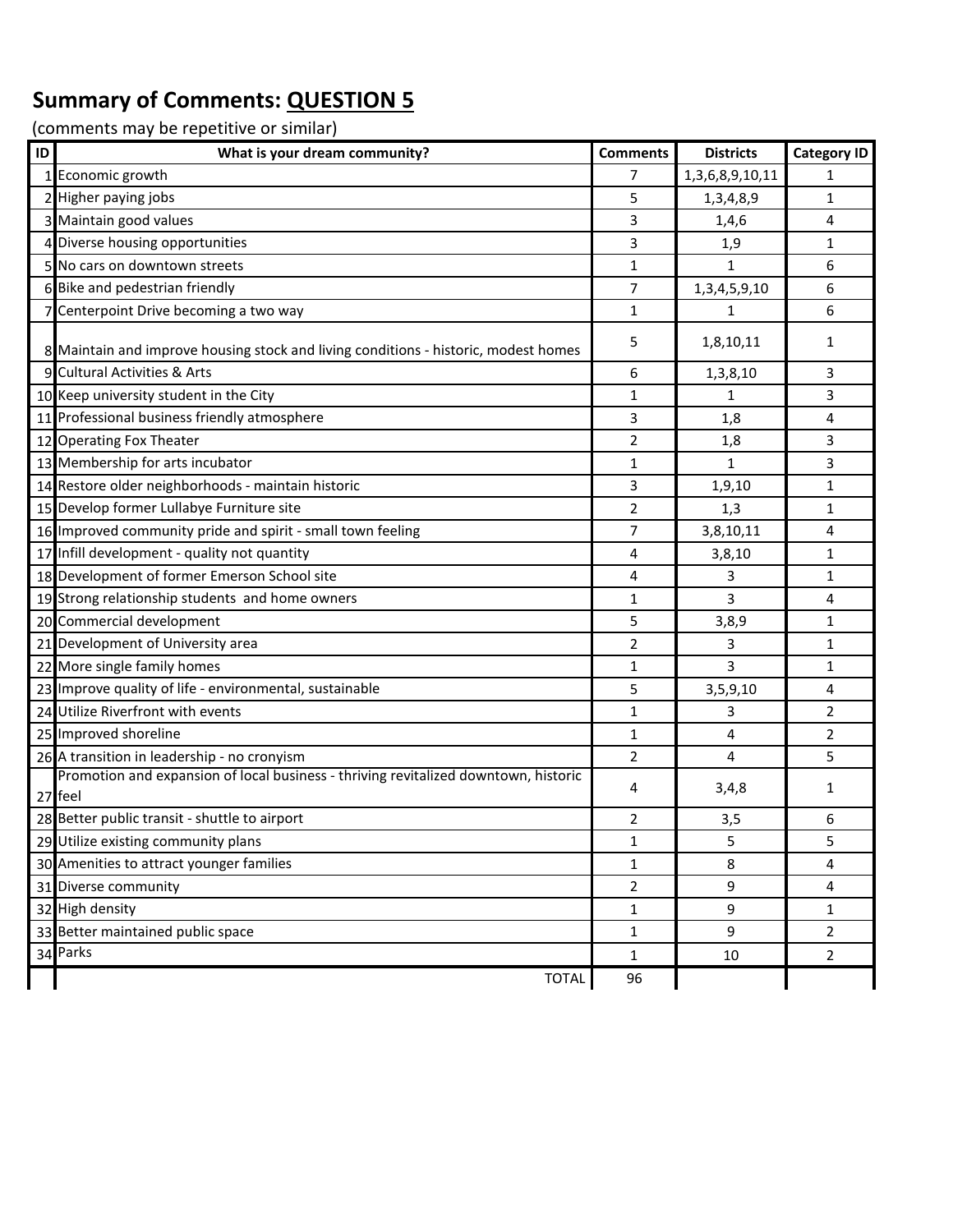# Summary of Comments: QUESTION 5

(comments may be repetitive or similar)

| ID | What is your dream community? | Comments | Districts | Category ID |
|---|---|---|---|---|
| 1 | Economic growth | 7 | 1,3,6,8,9,10,11 | 1 |
| 2 | Higher paying jobs | 5 | 1,3,4,8,9 | 1 |
| 3 | Maintain good values | 3 | 1,4,6 | 4 |
| 4 | Diverse housing opportunities | 3 | 1,9 | 1 |
| 5 | No cars on downtown streets | 1 | 1 | 6 |
| 6 | Bike and pedestrian friendly | 7 | 1,3,4,5,9,10 | 6 |
| 7 | Centerpoint Drive becoming a two way | 1 | 1 | 6 |
| 8 | Maintain and improve housing stock and living conditions - historic, modest homes | 5 | 1,8,10,11 | 1 |
| 9 | Cultural Activities & Arts | 6 | 1,3,8,10 | 3 |
| 10 | Keep university student in the City | 1 | 1 | 3 |
| 11 | Professional business friendly atmosphere | 3 | 1,8 | 4 |
| 12 | Operating Fox Theater | 2 | 1,8 | 3 |
| 13 | Membership for arts incubator | 1 | 1 | 3 |
| 14 | Restore older neighborhoods - maintain historic | 3 | 1,9,10 | 1 |
| 15 | Develop former Lullabye Furniture site | 2 | 1,3 | 1 |
| 16 | Improved community pride and spirit - small town feeling | 7 | 3,8,10,11 | 4 |
| 17 | Infill development - quality not quantity | 4 | 3,8,10 | 1 |
| 18 | Development of former Emerson School site | 4 | 3 | 1 |
| 19 | Strong relationship students and home owners | 1 | 3 | 4 |
| 20 | Commercial development | 5 | 3,8,9 | 1 |
| 21 | Development of University area | 2 | 3 | 1 |
| 22 | More single family homes | 1 | 3 | 1 |
| 23 | Improve quality of life - environmental, sustainable | 5 | 3,5,9,10 | 4 |
| 24 | Utilize Riverfront with events | 1 | 3 | 2 |
| 25 | Improved shoreline | 1 | 4 | 2 |
| 26 | A transition in leadership - no cronyism | 2 | 4 | 5 |
| 27 | Promotion and expansion of local business - thriving revitalized downtown, historic feel | 4 | 3,4,8 | 1 |
| 28 | Better public transit - shuttle to airport | 2 | 3,5 | 6 |
| 29 | Utilize existing community plans | 1 | 5 | 5 |
| 30 | Amenities to attract younger families | 1 | 8 | 4 |
| 31 | Diverse community | 2 | 9 | 4 |
| 32 | High density | 1 | 9 | 1 |
| 33 | Better maintained public space | 1 | 9 | 2 |
| 34 | Parks | 1 | 10 | 2 |
| | TOTAL | 96 | | |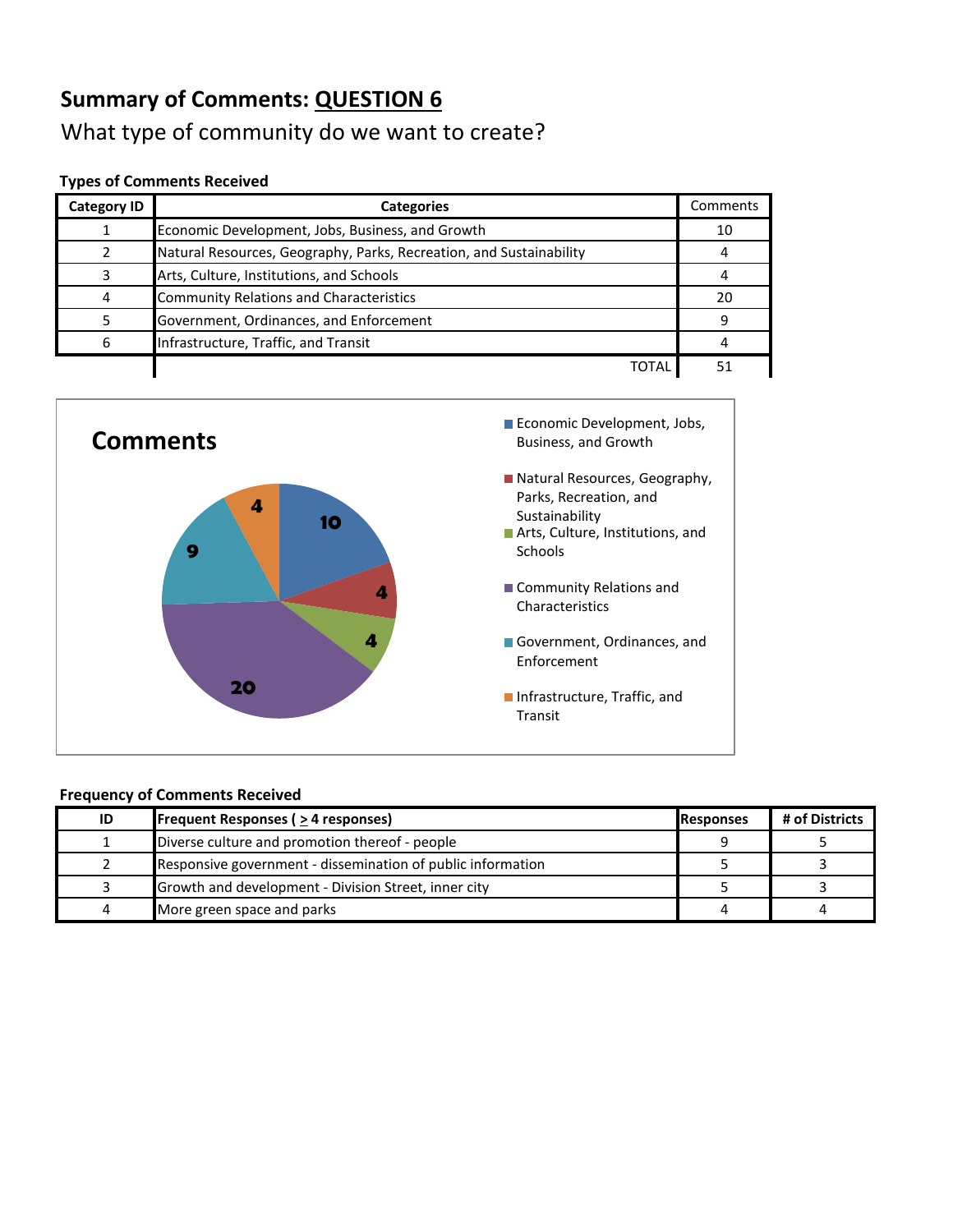## Summary of Comments: QUESTION 6

What type of community do we want to create?

**Types of Comments Received**

| Category ID | Categories | Comments |
|---|---|---|
| 1 | Economic Development, Jobs, Business, and Growth | 10 |
| 2 | Natural Resources, Geography, Parks, Recreation, and Sustainability | 4 |
| 3 | Arts, Culture, Institutions, and Schools | 4 |
| 4 | Community Relations and Characteristics | 20 |
| 5 | Government, Ordinances, and Enforcement | 9 |
| 6 | Infrastructure, Traffic, and Transit | 4 |
| | TOTAL | 51 |

**Comments**

- Economic Development, Jobs, Business, and Growth: 10
- Natural Resources, Geography, Parks, Recreation, and Sustainability: 4
- Arts, Culture, Institutions, and Schools: 4
- Community Relations and Characteristics: 20
- Government, Ordinances, and Enforcement: 9
- Infrastructure, Traffic, and Transit: 4

**Frequency of Comments Received**

| ID | Frequent Responses ( ≥ 4 responses) | Responses | # of Districts |
|---|---|---|---|
| 1 | Diverse culture and promotion thereof - people | 9 | 5 |
| 2 | Responsive government - dissemination of public information | 5 | 3 |
| 3 | Growth and development - Division Street, inner city | 5 | 3 |
| 4 | More green space and parks | 4 | 4 |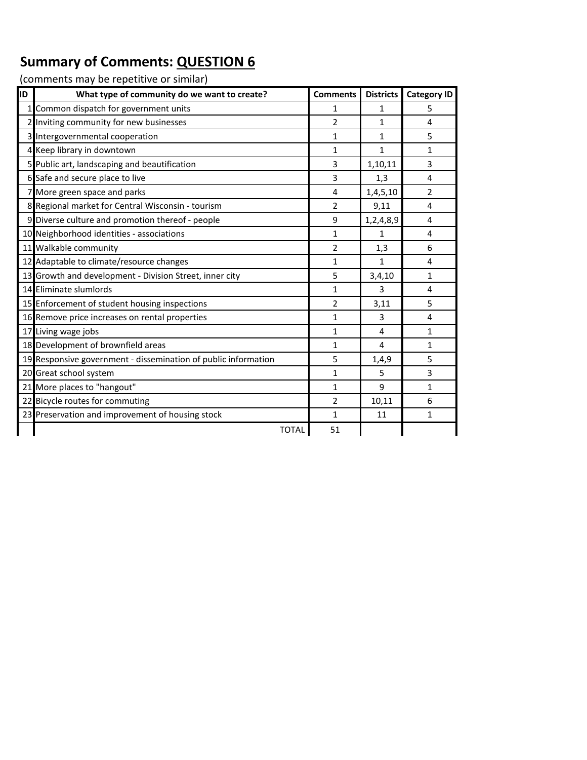## Summary of Comments: QUESTION 6

(comments may be repetitive or similar)

| ID | What type of community do we want to create? | Comments | Districts | Category ID |
|---|---|---|---|---|
| 1 | Common dispatch for government units | 1 | 1 | 5 |
| 2 | Inviting community for new businesses | 2 | 1 | 4 |
| 3 | Intergovernmental cooperation | 1 | 1 | 5 |
| 4 | Keep library in downtown | 1 | 1 | 1 |
| 5 | Public art, landscaping and beautification | 3 | 1,10,11 | 3 |
| 6 | Safe and secure place to live | 3 | 1,3 | 4 |
| 7 | More green space and parks | 4 | 1,4,5,10 | 2 |
| 8 | Regional market for Central Wisconsin - tourism | 2 | 9,11 | 4 |
| 9 | Diverse culture and promotion thereof - people | 9 | 1,2,4,8,9 | 4 |
| 10 | Neighborhood identities - associations | 1 | 1 | 4 |
| 11 | Walkable community | 2 | 1,3 | 6 |
| 12 | Adaptable to climate/resource changes | 1 | 1 | 4 |
| 13 | Growth and development - Division Street, inner city | 5 | 3,4,10 | 1 |
| 14 | Eliminate slumlords | 1 | 3 | 4 |
| 15 | Enforcement of student housing inspections | 2 | 3,11 | 5 |
| 16 | Remove price increases on rental properties | 1 | 3 | 4 |
| 17 | Living wage jobs | 1 | 4 | 1 |
| 18 | Development of brownfield areas | 1 | 4 | 1 |
| 19 | Responsive government - dissemination of public information | 5 | 1,4,9 | 5 |
| 20 | Great school system | 1 | 5 | 3 |
| 21 | More places to "hangout" | 1 | 9 | 1 |
| 22 | Bicycle routes for commuting | 2 | 10,11 | 6 |
| 23 | Preservation and improvement of housing stock | 1 | 11 | 1 |
| | TOTAL | 51 | | |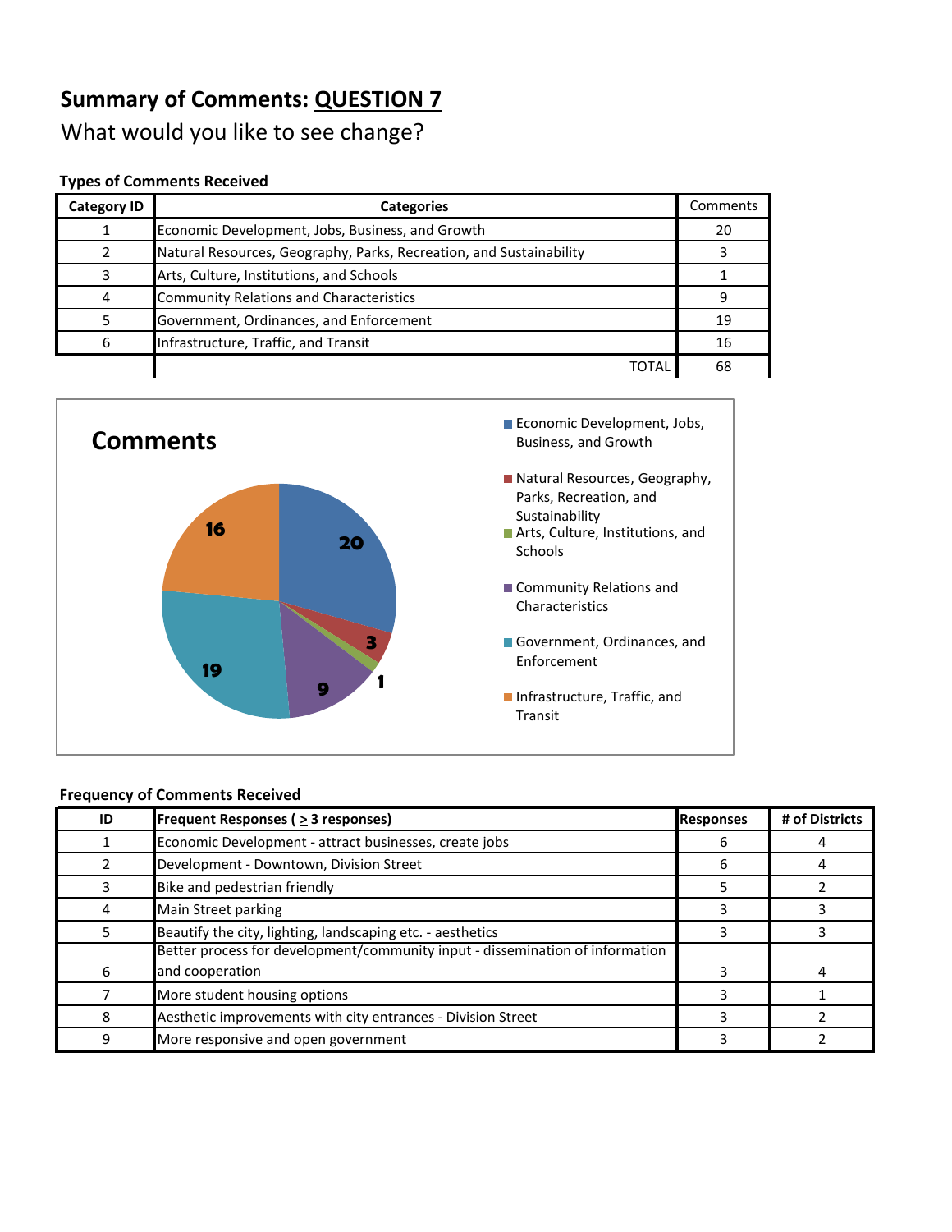# Summary of Comments: QUESTION 7

What would you like to see change?

**Types of Comments Received**

| Category ID | Categories | Comments |
|---|---|---|
| 1 | Economic Development, Jobs, Business, and Growth | 20 |
| 2 | Natural Resources, Geography, Parks, Recreation, and Sustainability | 3 |
| 3 | Arts, Culture, Institutions, and Schools | 1 |
| 4 | Community Relations and Characteristics | 9 |
| 5 | Government, Ordinances, and Enforcement | 19 |
| 6 | Infrastructure, Traffic, and Transit | 16 |
| | TOTAL | 68 |

**Comments**

- Economic Development, Jobs, Business, and Growth: 20
- Natural Resources, Geography, Parks, Recreation, and Sustainability: 3
- Arts, Culture, Institutions, and Schools: 1
- Community Relations and Characteristics: 9
- Government, Ordinances, and Enforcement: 19
- Infrastructure, Traffic, and Transit: 16

**Frequency of Comments Received**

| ID | Frequent Responses ( ≥ 3 responses) | Responses | # of Districts |
|---|---|---|---|
| 1 | Economic Development - attract businesses, create jobs | 6 | 4 |
| 2 | Development - Downtown, Division Street | 6 | 4 |
| 3 | Bike and pedestrian friendly | 5 | 2 |
| 4 | Main Street parking | 3 | 3 |
| 5 | Beautify the city, lighting, landscaping etc. - aesthetics | 3 | 3 |
| 6 | Better process for development/community input - dissemination of information and cooperation | 3 | 4 |
| 7 | More student housing options | 3 | 1 |
| 8 | Aesthetic improvements with city entrances - Division Street | 3 | 2 |
| 9 | More responsive and open government | 3 | 2 |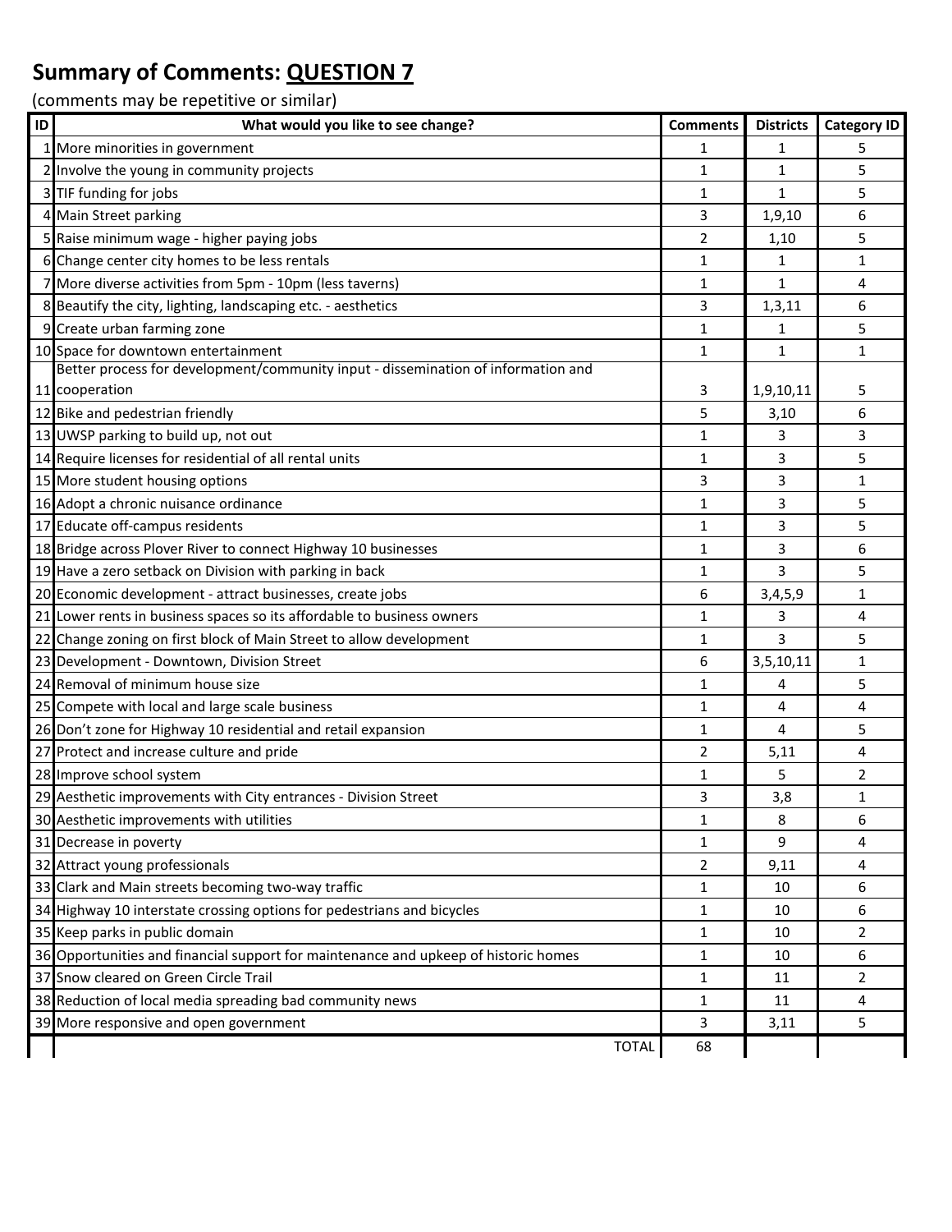# Summary of Comments: QUESTION 7

(comments may be repetitive or similar)

| ID | What would you like to see change? | Comments | Districts | Category ID |
|---|---|---|---|---|
| 1 | More minorities in government | 1 | 1 | 5 |
| 2 | Involve the young in community projects | 1 | 1 | 5 |
| 3 | TIF funding for jobs | 1 | 1 | 5 |
| 4 | Main Street parking | 3 | 1,9,10 | 6 |
| 5 | Raise minimum wage - higher paying jobs | 2 | 1,10 | 5 |
| 6 | Change center city homes to be less rentals | 1 | 1 | 1 |
| 7 | More diverse activities from 5pm - 10pm (less taverns) | 1 | 1 | 4 |
| 8 | Beautify the city, lighting, landscaping etc. - aesthetics | 3 | 1,3,11 | 6 |
| 9 | Create urban farming zone | 1 | 1 | 5 |
| 10 | Space for downtown entertainment | 1 | 1 | 1 |
| 11 | Better process for development/community input - dissemination of information and cooperation | 3 | 1,9,10,11 | 5 |
| 12 | Bike and pedestrian friendly | 5 | 3,10 | 6 |
| 13 | UWSP parking to build up, not out | 1 | 3 | 3 |
| 14 | Require licenses for residential of all rental units | 1 | 3 | 5 |
| 15 | More student housing options | 3 | 3 | 1 |
| 16 | Adopt a chronic nuisance ordinance | 1 | 3 | 5 |
| 17 | Educate off-campus residents | 1 | 3 | 5 |
| 18 | Bridge across Plover River to connect Highway 10 businesses | 1 | 3 | 6 |
| 19 | Have a zero setback on Division with parking in back | 1 | 3 | 5 |
| 20 | Economic development - attract businesses, create jobs | 6 | 3,4,5,9 | 1 |
| 21 | Lower rents in business spaces so its affordable to business owners | 1 | 3 | 4 |
| 22 | Change zoning on first block of Main Street to allow development | 1 | 3 | 5 |
| 23 | Development - Downtown, Division Street | 6 | 3,5,10,11 | 1 |
| 24 | Removal of minimum house size | 1 | 4 | 5 |
| 25 | Compete with local and large scale business | 1 | 4 | 4 |
| 26 | Don't zone for Highway 10 residential and retail expansion | 1 | 4 | 5 |
| 27 | Protect and increase culture and pride | 2 | 5,11 | 4 |
| 28 | Improve school system | 1 | 5 | 2 |
| 29 | Aesthetic improvements with City entrances - Division Street | 3 | 3,8 | 1 |
| 30 | Aesthetic improvements with utilities | 1 | 8 | 6 |
| 31 | Decrease in poverty | 1 | 9 | 4 |
| 32 | Attract young professionals | 2 | 9,11 | 4 |
| 33 | Clark and Main streets becoming two-way traffic | 1 | 10 | 6 |
| 34 | Highway 10 interstate crossing options for pedestrians and bicycles | 1 | 10 | 6 |
| 35 | Keep parks in public domain | 1 | 10 | 2 |
| 36 | Opportunities and financial support for maintenance and upkeep of historic homes | 1 | 10 | 6 |
| 37 | Snow cleared on Green Circle Trail | 1 | 11 | 2 |
| 38 | Reduction of local media spreading bad community news | 1 | 11 | 4 |
| 39 | More responsive and open government | 3 | 3,11 | 5 |
| | TOTAL | 68 | | |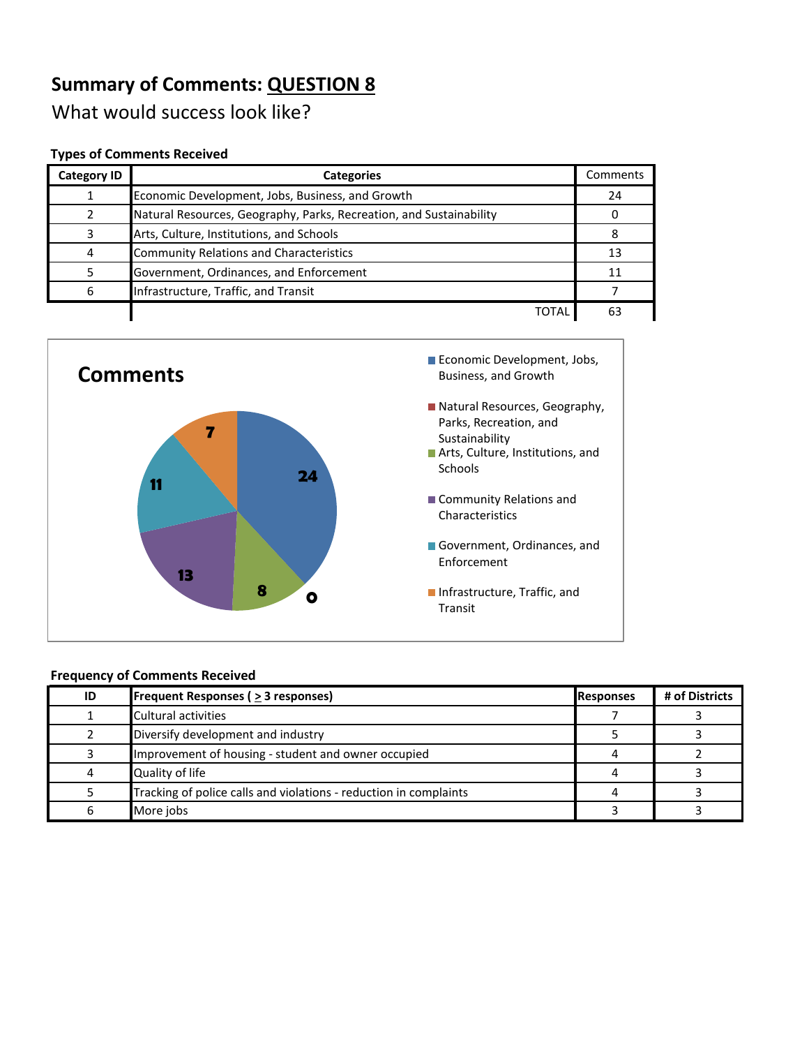## Summary of Comments: QUESTION 8

What would success look like?

**Types of Comments Received**

| Category ID | Categories | Comments |
|---|---|---|
| 1 | Economic Development, Jobs, Business, and Growth | 24 |
| 2 | Natural Resources, Geography, Parks, Recreation, and Sustainability | 0 |
| 3 | Arts, Culture, Institutions, and Schools | 8 |
| 4 | Community Relations and Characteristics | 13 |
| 5 | Government, Ordinances, and Enforcement | 11 |
| 6 | Infrastructure, Traffic, and Transit | 7 |
| | TOTAL | 63 |

**Comments**

- Economic Development, Jobs, Business, and Growth: 24
- Natural Resources, Geography, Parks, Recreation, and Sustainability: 0
- Arts, Culture, Institutions, and Schools: 8
- Community Relations and Characteristics: 13
- Government, Ordinances, and Enforcement: 11
- Infrastructure, Traffic, and Transit: 7

**Frequency of Comments Received**

| ID | Frequent Responses ( ≥ 3 responses) | Responses | # of Districts |
|---|---|---|---|
| 1 | Cultural activities | 7 | 3 |
| 2 | Diversify development and industry | 5 | 3 |
| 3 | Improvement of housing - student and owner occupied | 4 | 2 |
| 4 | Quality of life | 4 | 3 |
| 5 | Tracking of police calls and violations - reduction in complaints | 4 | 3 |
| 6 | More jobs | 3 | 3 |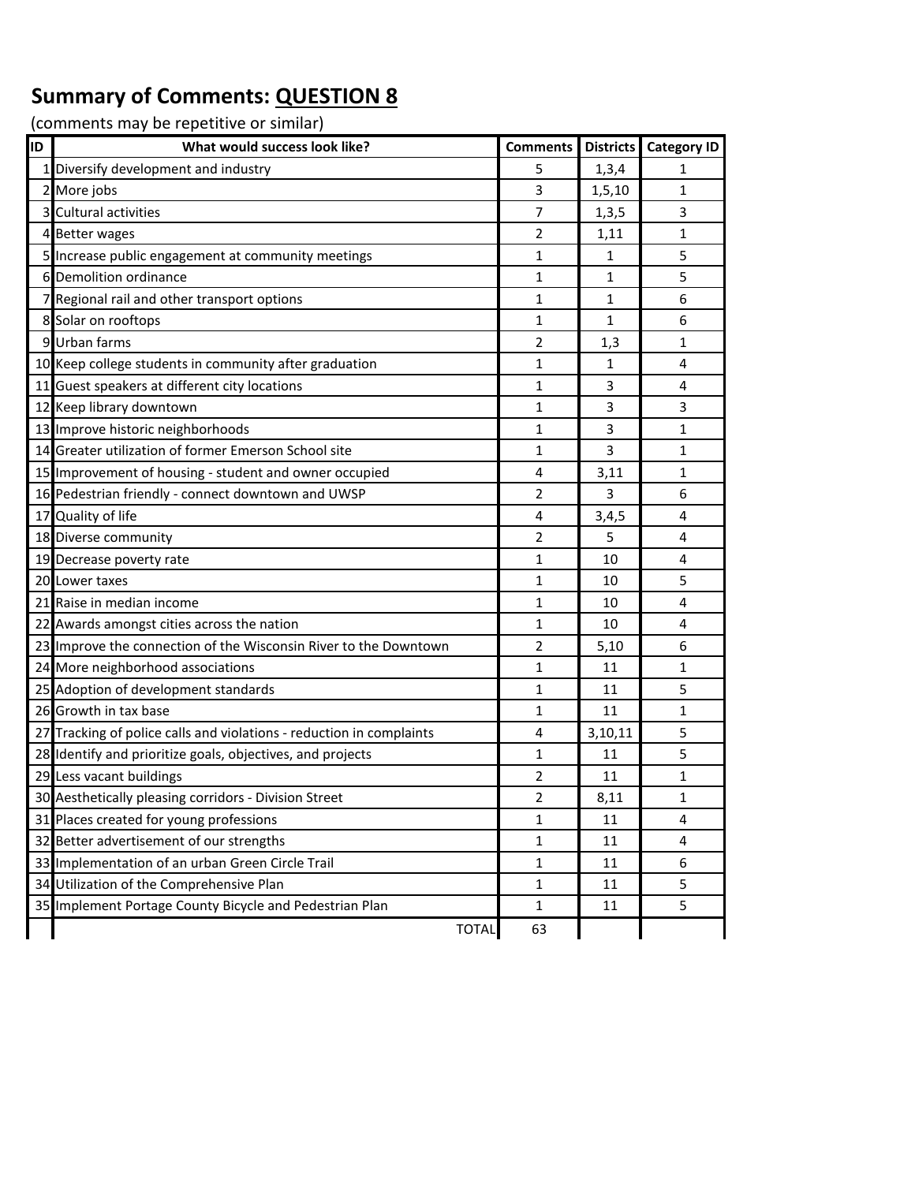## Summary of Comments: QUESTION 8

(comments may be repetitive or similar)

| ID | What would success look like? | Comments | Districts | Category ID |
|---|---|---|---|---|
| 1 | Diversify development and industry | 5 | 1,3,4 | 1 |
| 2 | More jobs | 3 | 1,5,10 | 1 |
| 3 | Cultural activities | 7 | 1,3,5 | 3 |
| 4 | Better wages | 2 | 1,11 | 1 |
| 5 | Increase public engagement at community meetings | 1 | 1 | 5 |
| 6 | Demolition ordinance | 1 | 1 | 5 |
| 7 | Regional rail and other transport options | 1 | 1 | 6 |
| 8 | Solar on rooftops | 1 | 1 | 6 |
| 9 | Urban farms | 2 | 1,3 | 1 |
| 10 | Keep college students in community after graduation | 1 | 1 | 4 |
| 11 | Guest speakers at different city locations | 1 | 3 | 4 |
| 12 | Keep library downtown | 1 | 3 | 3 |
| 13 | Improve historic neighborhoods | 1 | 3 | 1 |
| 14 | Greater utilization of former Emerson School site | 1 | 3 | 1 |
| 15 | Improvement of housing - student and owner occupied | 4 | 3,11 | 1 |
| 16 | Pedestrian friendly - connect downtown and UWSP | 2 | 3 | 6 |
| 17 | Quality of life | 4 | 3,4,5 | 4 |
| 18 | Diverse community | 2 | 5 | 4 |
| 19 | Decrease poverty rate | 1 | 10 | 4 |
| 20 | Lower taxes | 1 | 10 | 5 |
| 21 | Raise in median income | 1 | 10 | 4 |
| 22 | Awards amongst cities across the nation | 1 | 10 | 4 |
| 23 | Improve the connection of the Wisconsin River to the Downtown | 2 | 5,10 | 6 |
| 24 | More neighborhood associations | 1 | 11 | 1 |
| 25 | Adoption of development standards | 1 | 11 | 5 |
| 26 | Growth in tax base | 1 | 11 | 1 |
| 27 | Tracking of police calls and violations - reduction in complaints | 4 | 3,10,11 | 5 |
| 28 | Identify and prioritize goals, objectives, and projects | 1 | 11 | 5 |
| 29 | Less vacant buildings | 2 | 11 | 1 |
| 30 | Aesthetically pleasing corridors - Division Street | 2 | 8,11 | 1 |
| 31 | Places created for young professions | 1 | 11 | 4 |
| 32 | Better advertisement of our strengths | 1 | 11 | 4 |
| 33 | Implementation of an urban Green Circle Trail | 1 | 11 | 6 |
| 34 | Utilization of the Comprehensive Plan | 1 | 11 | 5 |
| 35 | Implement Portage County Bicycle and Pedestrian Plan | 1 | 11 | 5 |
| | TOTAL | 63 | | |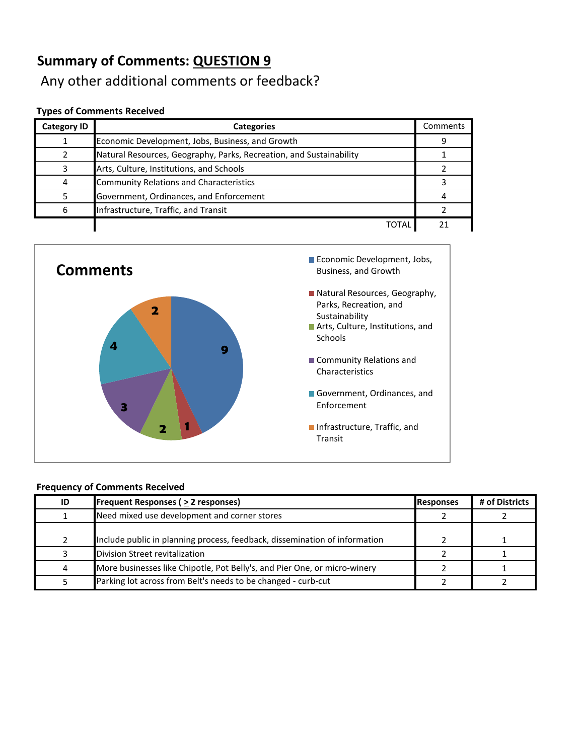## Summary of Comments: QUESTION 9

Any other additional comments or feedback?

**Types of Comments Received**

| Category ID | Categories | Comments |
|---|---|---|
| 1 | Economic Development, Jobs, Business, and Growth | 9 |
| 2 | Natural Resources, Geography, Parks, Recreation, and Sustainability | 1 |
| 3 | Arts, Culture, Institutions, and Schools | 2 |
| 4 | Community Relations and Characteristics | 3 |
| 5 | Government, Ordinances, and Enforcement | 4 |
| 6 | Infrastructure, Traffic, and Transit | 2 |
| | TOTAL | 21 |

**Comments**

- Economic Development, Jobs, Business, and Growth: 9
- Natural Resources, Geography, Parks, Recreation, and Sustainability: 1
- Arts, Culture, Institutions, and Schools: 2
- Community Relations and Characteristics: 3
- Government, Ordinances, and Enforcement: 4
- Infrastructure, Traffic, and Transit: 2

**Frequency of Comments Received**

| ID | Frequent Responses ( ≥ 2 responses) | Responses | # of Districts |
|---|---|---|---|
| 1 | Need mixed use development and corner stores | 2 | 2 |
| 2 | Include public in planning process, feedback, dissemination of information | 2 | 1 |
| 3 | Division Street revitalization | 2 | 1 |
| 4 | More businesses like Chipotle, Pot Belly's, and Pier One, or micro-winery | 2 | 1 |
| 5 | Parking lot across from Belt's needs to be changed - curb-cut | 2 | 2 |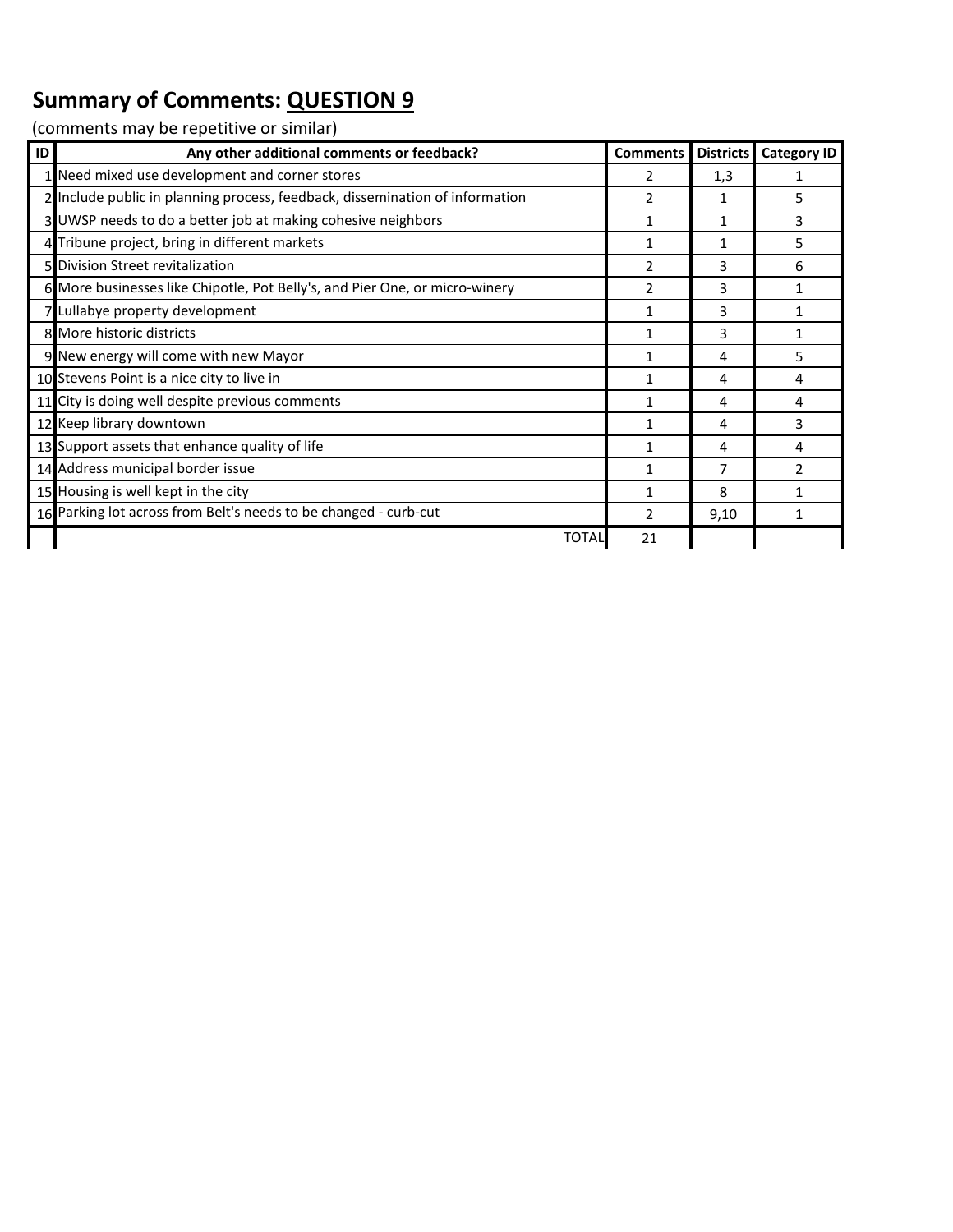## Summary of Comments: <u>QUESTION 9</u>

(comments may be repetitive or similar)

| ID | Any other additional comments or feedback? | Comments | Districts | Category ID |
|---|---|---|---|---|
| 1 | Need mixed use development and corner stores | 2 | 1,3 | 1 |
| 2 | Include public in planning process, feedback, dissemination of information | 2 | 1 | 5 |
| 3 | UWSP needs to do a better job at making cohesive neighbors | 1 | 1 | 3 |
| 4 | Tribune project, bring in different markets | 1 | 1 | 5 |
| 5 | Division Street revitalization | 2 | 3 | 6 |
| 6 | More businesses like Chipotle, Pot Belly's, and Pier One, or micro-winery | 2 | 3 | 1 |
| 7 | Lullabye property development | 1 | 3 | 1 |
| 8 | More historic districts | 1 | 3 | 1 |
| 9 | New energy will come with new Mayor | 1 | 4 | 5 |
| 10 | Stevens Point is a nice city to live in | 1 | 4 | 4 |
| 11 | City is doing well despite previous comments | 1 | 4 | 4 |
| 12 | Keep library downtown | 1 | 4 | 3 |
| 13 | Support assets that enhance quality of life | 1 | 4 | 4 |
| 14 | Address municipal border issue | 1 | 7 | 2 |
| 15 | Housing is well kept in the city | 1 | 8 | 1 |
| 16 | Parking lot across from Belt's needs to be changed - curb-cut | 2 | 9,10 | 1 |
| | TOTAL | 21 | | |